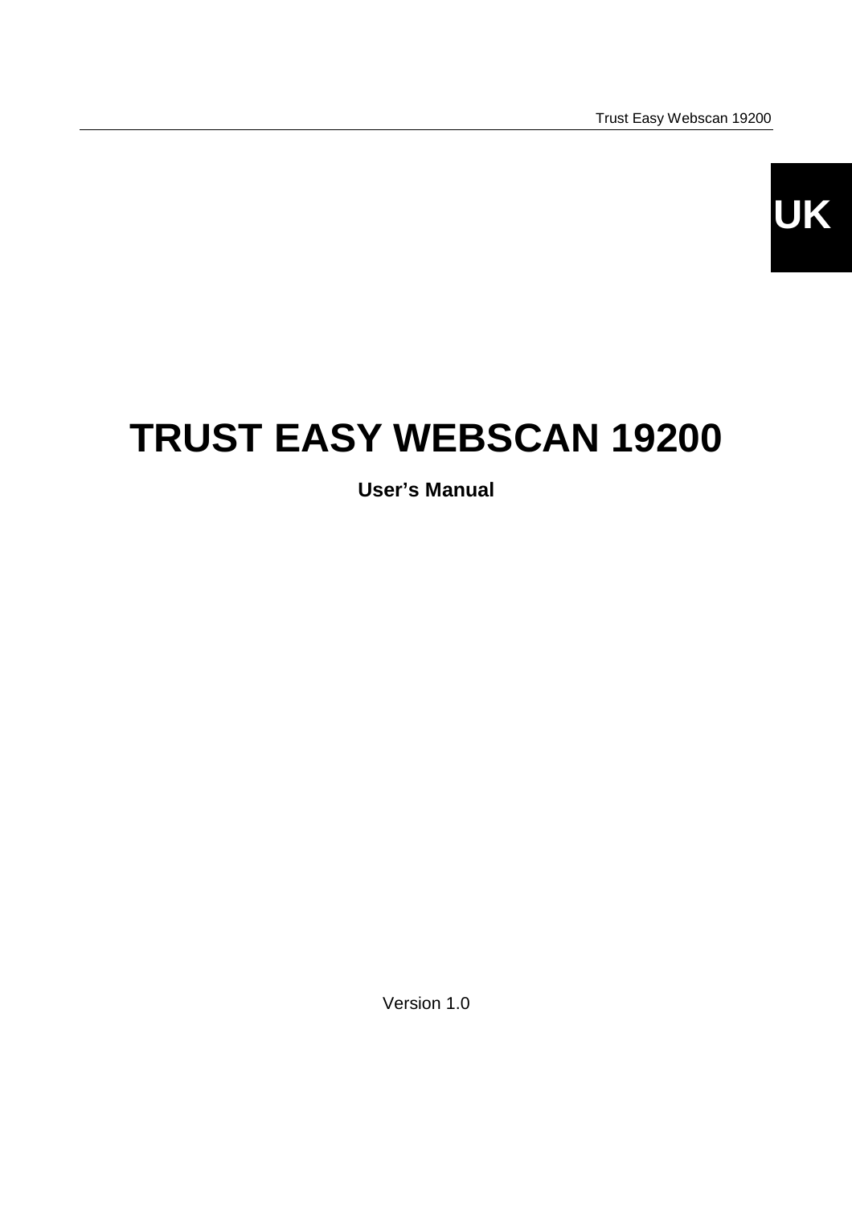UK

# TRUST EASY WEBSCAN 19200

**User's Manual**

Version 1.0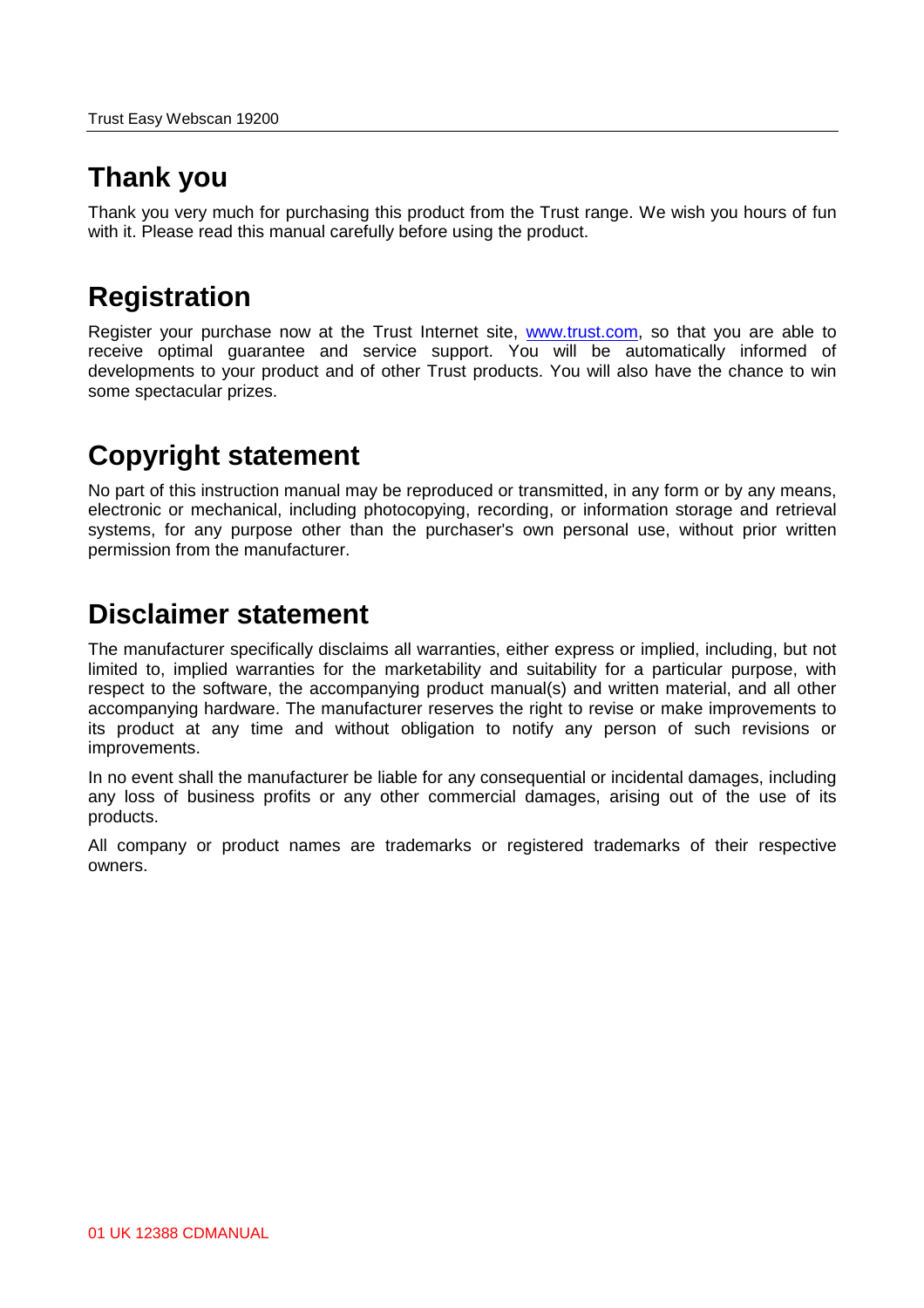## Thank you

Thank you very much for purchasing this product from the Trust range. We wish you hours of fun with it. Please read this manual carefully before using the product.

## Registration

Register your purchase now at the Trust Internet site, www.trust.com, so that you are able to receive optimal guarantee and service support. You will be automatically informed of developments to your product and of other Trust products. You will also have the chance to win some spectacular prizes.

## Copyright statement

No part of this instruction manual may be reproduced or transmitted, in any form or by any means, electronic or mechanical, including photocopying, recording, or information storage and retrieval systems, for any purpose other than the purchaser's own personal use, without prior written permission from the manufacturer.

## Disclaimer statement

The manufacturer specifically disclaims all warranties, either express or implied, including, but not limited to, implied warranties for the marketability and suitability for a particular purpose, with respect to the software, the accompanying product manual(s) and written material, and all other accompanying hardware. The manufacturer reserves the right to revise or make improvements to its product at any time and without obligation to notify any person of such revisions or improvements.

In no event shall the manufacturer be liable for any consequential or incidental damages, including any loss of business profits or any other commercial damages, arising out of the use of its products.

All company or product names are trademarks or registered trademarks of their respective owners.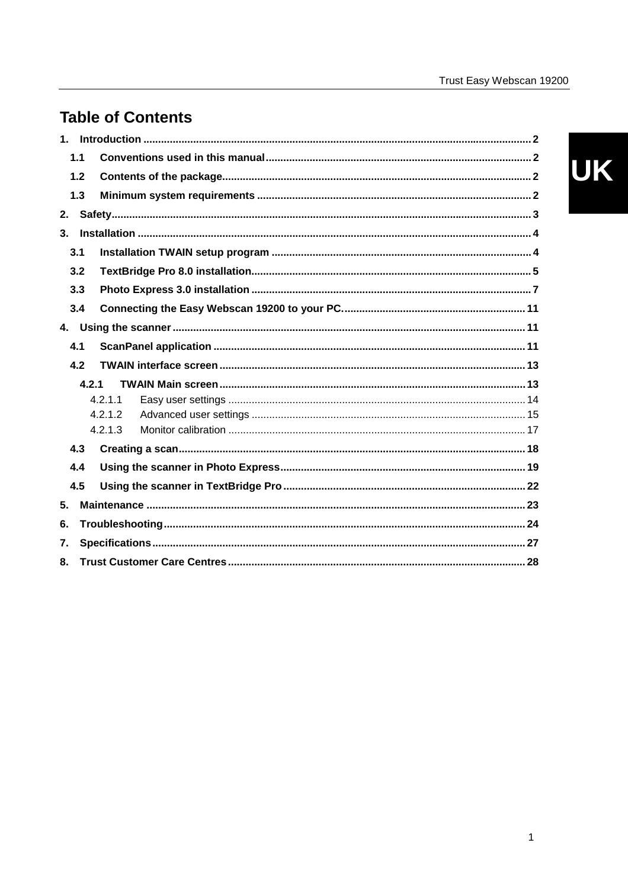# Table of Contents

1. Introduction .......... 2
   - 1.1 Conventions used in this manual .......... 2
   - 1.2 Contents of the package .......... 2
   - 1.3 Minimum system requirements .......... 2
2. Safety .......... 3
3. Installation .......... 4
   - 3.1 Installation TWAIN setup program .......... 4
   - 3.2 TextBridge Pro 8.0 installation .......... 5
   - 3.3 Photo Express 3.0 installation .......... 7
   - 3.4 Connecting the Easy Webscan 19200 to your PC. .......... 11
4. Using the scanner .......... 11
   - 4.1 ScanPanel application .......... 11
   - 4.2 TWAIN interface screen .......... 13
     - 4.2.1 TWAIN Main screen .......... 13
       - 4.2.1.1 Easy user settings .......... 14
       - 4.2.1.2 Advanced user settings .......... 15
       - 4.2.1.3 Monitor calibration .......... 17
   - 4.3 Creating a scan .......... 18
   - 4.4 Using the scanner in Photo Express .......... 19
   - 4.5 Using the scanner in TextBridge Pro .......... 22
5. Maintenance .......... 23
6. Troubleshooting .......... 24
7. Specifications .......... 27
8. Trust Customer Care Centres .......... 28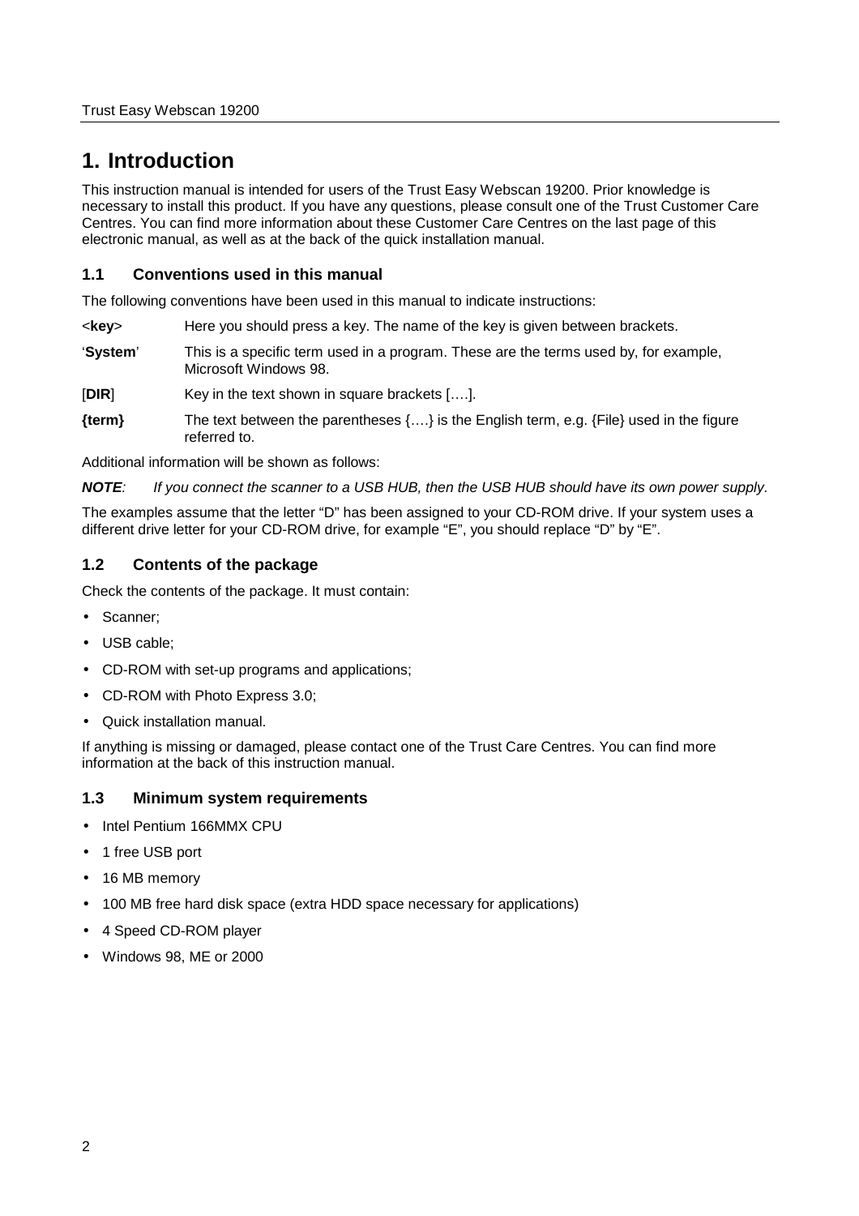# 1. Introduction

This instruction manual is intended for users of the Trust Easy Webscan 19200. Prior knowledge is necessary to install this product. If you have any questions, please consult one of the Trust Customer Care Centres. You can find more information about these Customer Care Centres on the last page of this electronic manual, as well as at the back of the quick installation manual.

## 1.1 Conventions used in this manual

The following conventions have been used in this manual to indicate instructions:

| | |
|---|---|
| <**key**> | Here you should press a key. The name of the key is given between brackets. |
| '**System**' | This is a specific term used in a program. These are the terms used by, for example, Microsoft Windows 98. |
| [**DIR**] | Key in the text shown in square brackets [….]. |
| **{term}** | The text between the parentheses {….} is the English term, e.g. {File} used in the figure referred to. |

Additional information will be shown as follows:

***NOTE**: If you connect the scanner to a USB HUB, then the USB HUB should have its own power supply.*

The examples assume that the letter "D" has been assigned to your CD-ROM drive. If your system uses a different drive letter for your CD-ROM drive, for example "E", you should replace "D" by "E".

## 1.2 Contents of the package

Check the contents of the package. It must contain:

- Scanner;
- USB cable;
- CD-ROM with set-up programs and applications;
- CD-ROM with Photo Express 3.0;
- Quick installation manual.

If anything is missing or damaged, please contact one of the Trust Care Centres. You can find more information at the back of this instruction manual.

## 1.3 Minimum system requirements

- Intel Pentium 166MMX CPU
- 1 free USB port
- 16 MB memory
- 100 MB free hard disk space (extra HDD space necessary for applications)
- 4 Speed CD-ROM player
- Windows 98, ME or 2000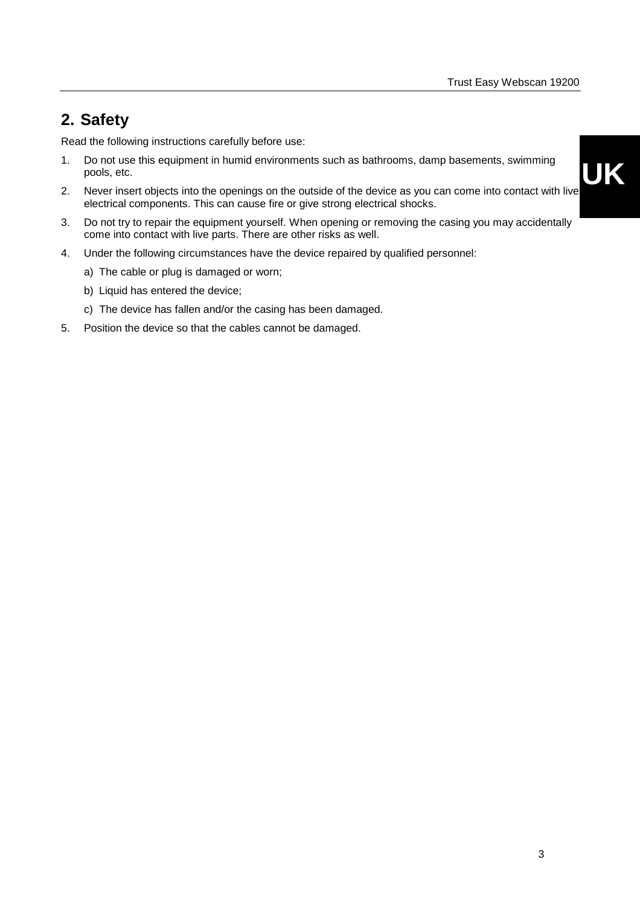## 2. Safety

Read the following instructions carefully before use:

1. Do not use this equipment in humid environments such as bathrooms, damp basements, swimming pools, etc.
2. Never insert objects into the openings on the outside of the device as you can come into contact with live electrical components. This can cause fire or give strong electrical shocks.
3. Do not try to repair the equipment yourself. When opening or removing the casing you may accidentally come into contact with live parts. There are other risks as well.
4. Under the following circumstances have the device repaired by qualified personnel:
   a) The cable or plug is damaged or worn;
   b) Liquid has entered the device;
   c) The device has fallen and/or the casing has been damaged.
5. Position the device so that the cables cannot be damaged.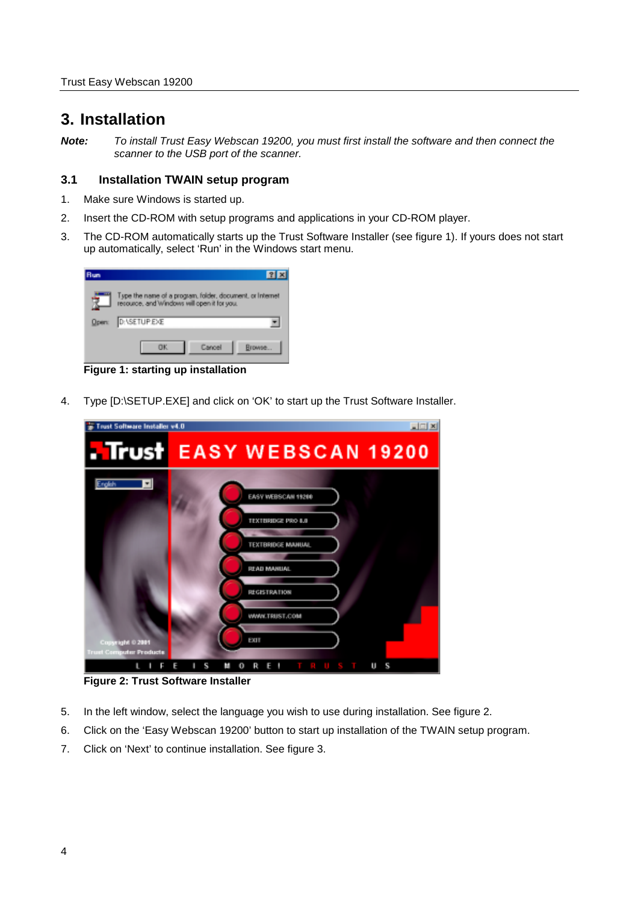# 3. Installation

***Note:*** *To install Trust Easy Webscan 19200, you must first install the software and then connect the scanner to the USB port of the scanner.*

## 3.1 Installation TWAIN setup program

1. Make sure Windows is started up.
2. Insert the CD-ROM with setup programs and applications in your CD-ROM player.
3. The CD-ROM automatically starts up the Trust Software Installer (see figure 1). If yours does not start up automatically, select 'Run' in the Windows start menu.

**Figure 1: starting up installation**

4. Type [D:\SETUP.EXE] and click on 'OK' to start up the Trust Software Installer.

**Figure 2: Trust Software Installer**

5. In the left window, select the language you wish to use during installation. See figure 2.
6. Click on the 'Easy Webscan 19200' button to start up installation of the TWAIN setup program.
7. Click on 'Next' to continue installation. See figure 3.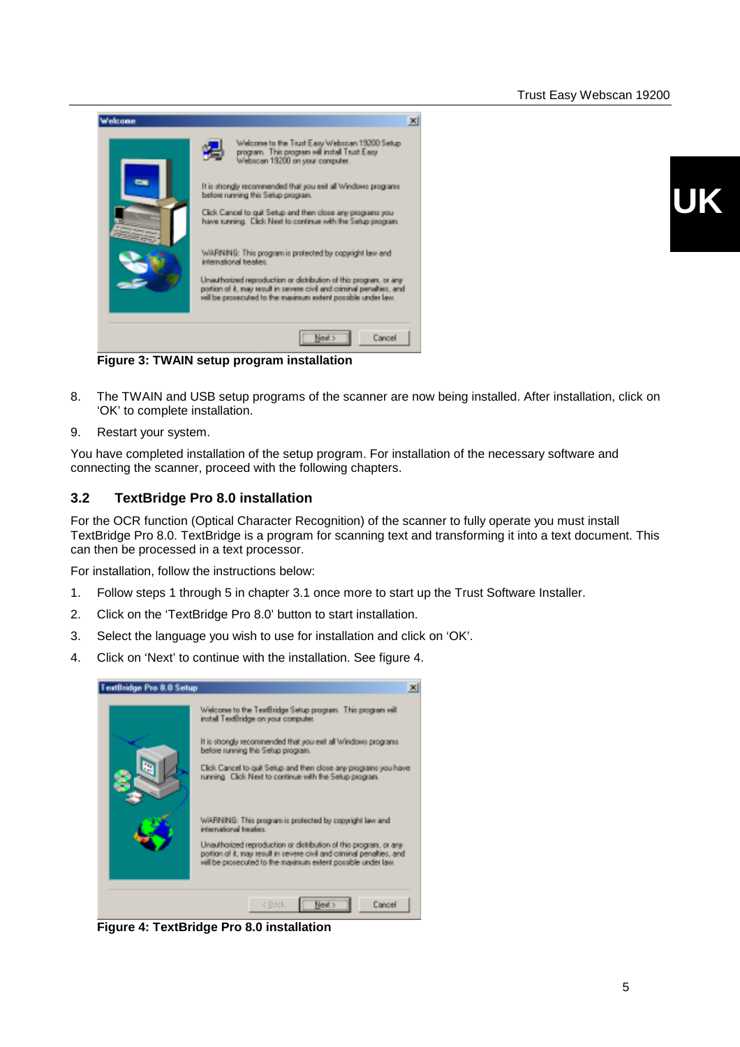**Figure 3: TWAIN setup program installation**

8. The TWAIN and USB setup programs of the scanner are now being installed. After installation, click on 'OK' to complete installation.
9. Restart your system.

You have completed installation of the setup program. For installation of the necessary software and connecting the scanner, proceed with the following chapters.

## 3.2 TextBridge Pro 8.0 installation

For the OCR function (Optical Character Recognition) of the scanner to fully operate you must install TextBridge Pro 8.0. TextBridge is a program for scanning text and transforming it into a text document. This can then be processed in a text processor.

For installation, follow the instructions below:

1. Follow steps 1 through 5 in chapter 3.1 once more to start up the Trust Software Installer.
2. Click on the 'TextBridge Pro 8.0' button to start installation.
3. Select the language you wish to use for installation and click on 'OK'.
4. Click on 'Next' to continue with the installation. See figure 4.

**Figure 4: TextBridge Pro 8.0 installation**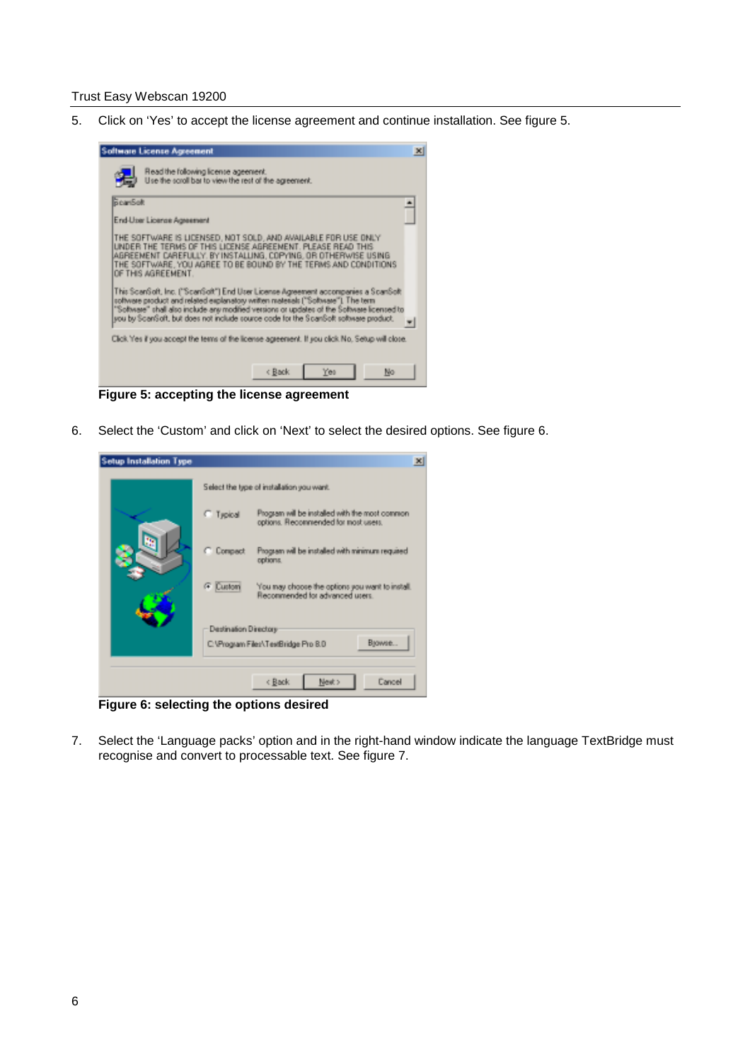5. Click on 'Yes' to accept the license agreement and continue installation. See figure 5.

**Figure 5: accepting the license agreement**

6. Select the 'Custom' and click on 'Next' to select the desired options. See figure 6.

**Figure 6: selecting the options desired**

7. Select the 'Language packs' option and in the right-hand window indicate the language TextBridge must recognise and convert to processable text. See figure 7.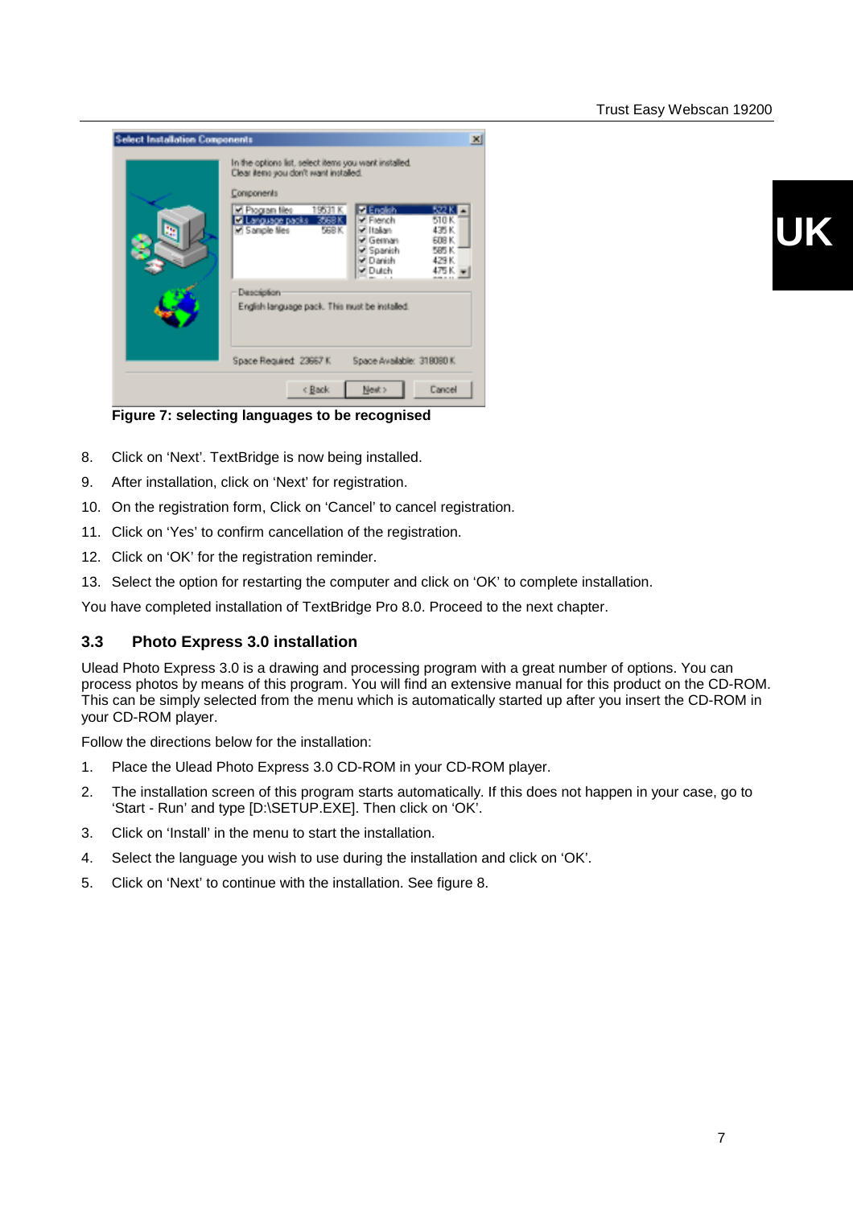**Figure 7: selecting languages to be recognised**

8. Click on ‘Next’. TextBridge is now being installed.
9. After installation, click on ‘Next’ for registration.
10. On the registration form, Click on ‘Cancel’ to cancel registration.
11. Click on ‘Yes’ to confirm cancellation of the registration.
12. Click on ‘OK’ for the registration reminder.
13. Select the option for restarting the computer and click on ‘OK’ to complete installation.

You have completed installation of TextBridge Pro 8.0. Proceed to the next chapter.

## 3.3 Photo Express 3.0 installation

Ulead Photo Express 3.0 is a drawing and processing program with a great number of options. You can process photos by means of this program. You will find an extensive manual for this product on the CD-ROM. This can be simply selected from the menu which is automatically started up after you insert the CD-ROM in your CD-ROM player.

Follow the directions below for the installation:

1. Place the Ulead Photo Express 3.0 CD-ROM in your CD-ROM player.
2. The installation screen of this program starts automatically. If this does not happen in your case, go to ‘Start - Run’ and type [D:\SETUP.EXE]. Then click on ‘OK’.
3. Click on ‘Install’ in the menu to start the installation.
4. Select the language you wish to use during the installation and click on ‘OK’.
5. Click on ‘Next’ to continue with the installation. See figure 8.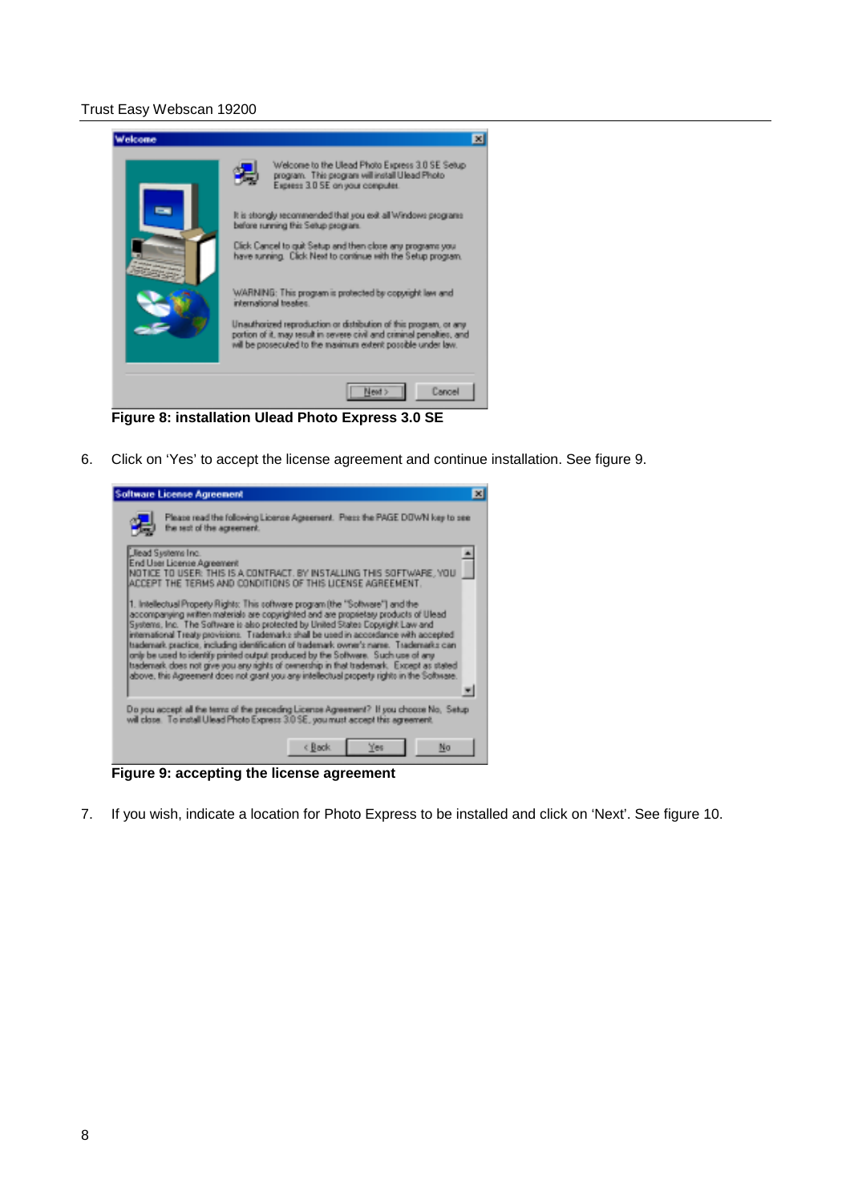**Figure 8: installation Ulead Photo Express 3.0 SE**

6. Click on 'Yes' to accept the license agreement and continue installation. See figure 9.

**Figure 9: accepting the license agreement**

7. If you wish, indicate a location for Photo Express to be installed and click on 'Next'. See figure 10.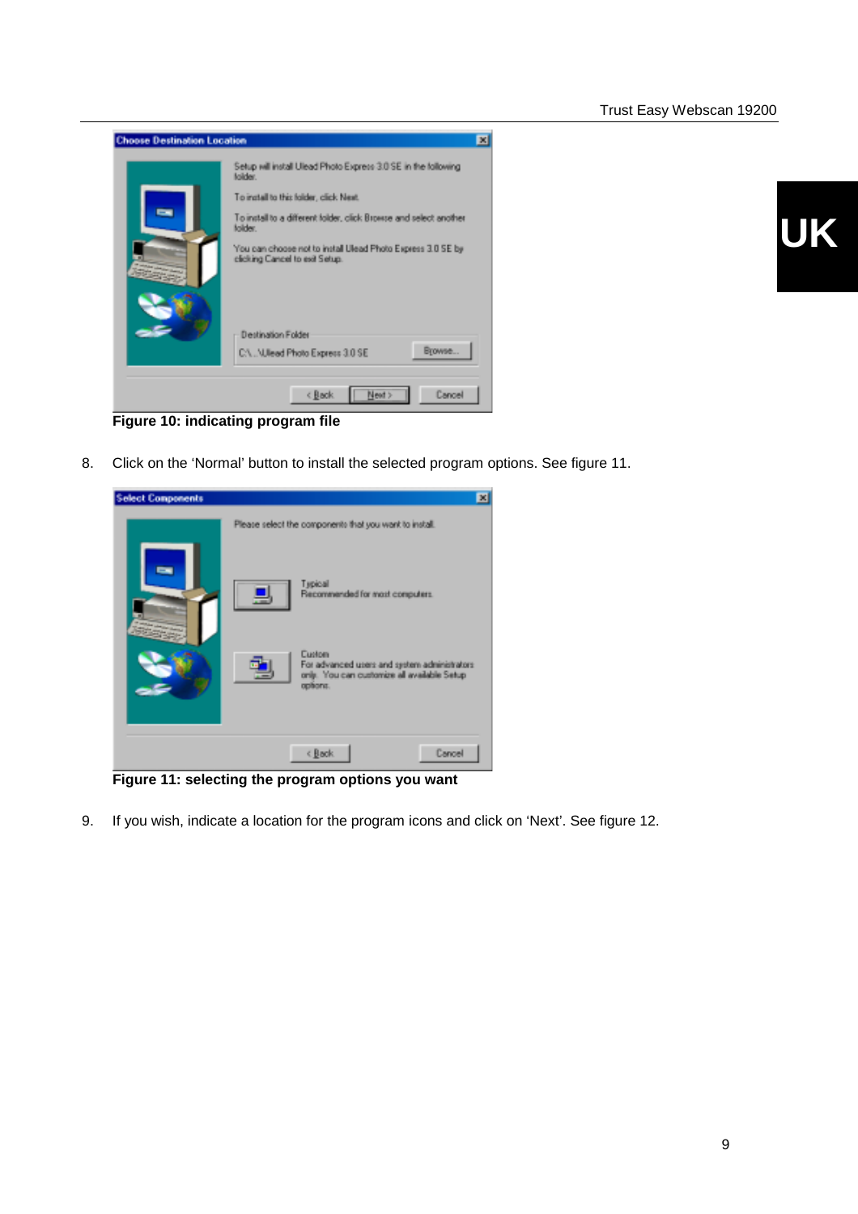**Figure 10: indicating program file**

8. Click on the 'Normal' button to install the selected program options. See figure 11.

**Figure 11: selecting the program options you want**

9. If you wish, indicate a location for the program icons and click on 'Next'. See figure 12.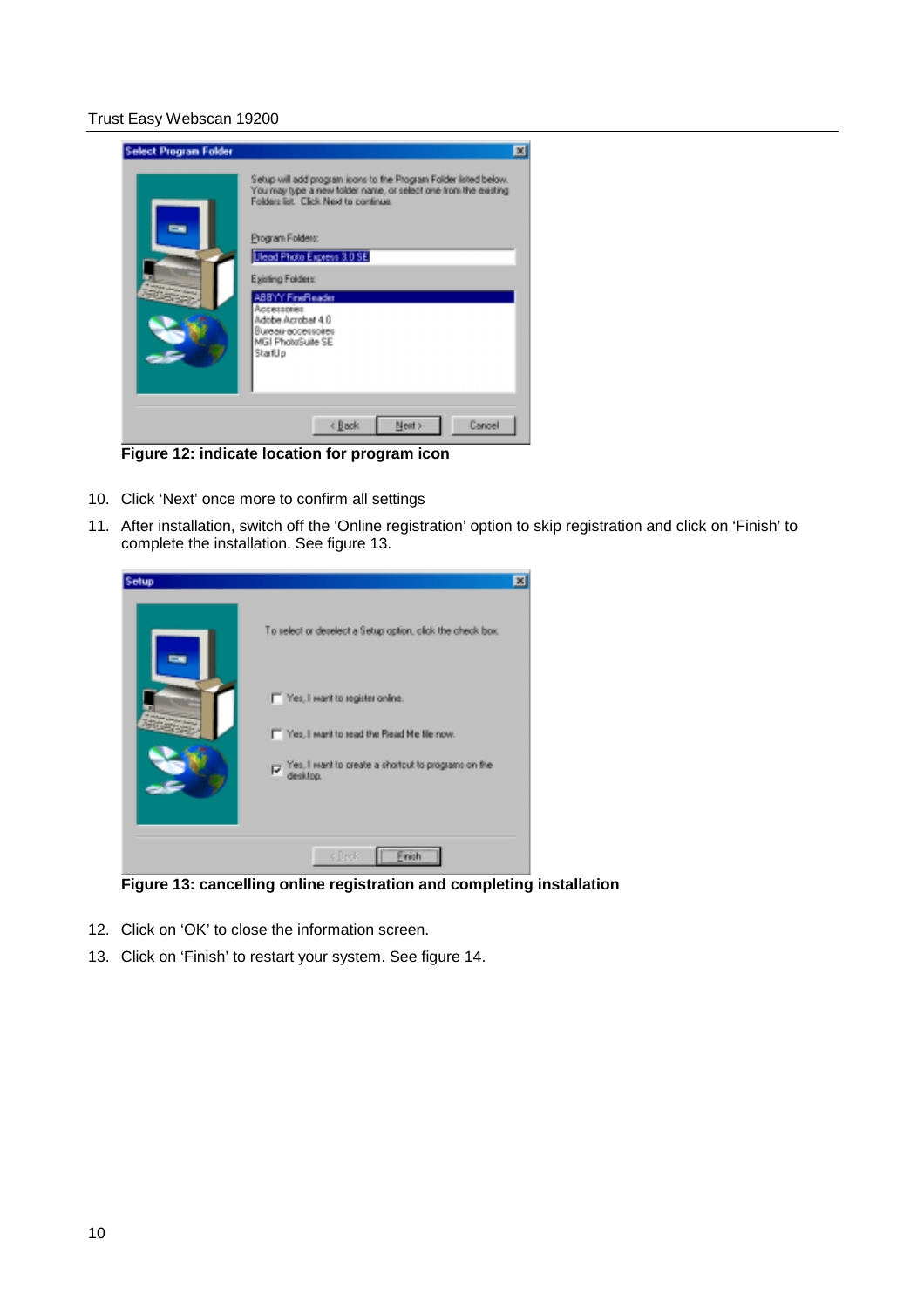**Figure 12: indicate location for program icon**

10. Click 'Next' once more to confirm all settings
11. After installation, switch off the 'Online registration' option to skip registration and click on 'Finish' to complete the installation. See figure 13.

**Figure 13: cancelling online registration and completing installation**

12. Click on 'OK' to close the information screen.
13. Click on 'Finish' to restart your system. See figure 14.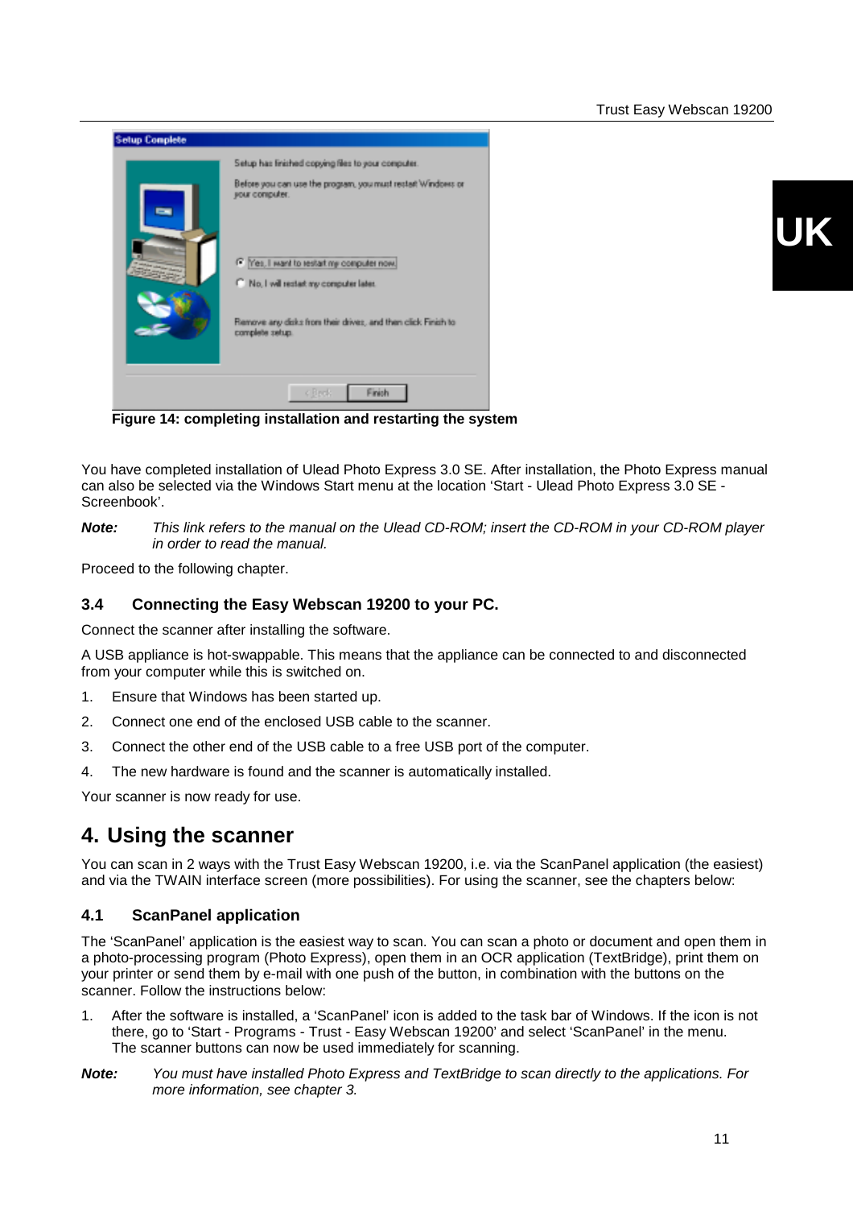**Figure 14: completing installation and restarting the system**

You have completed installation of Ulead Photo Express 3.0 SE. After installation, the Photo Express manual can also be selected via the Windows Start menu at the location 'Start - Ulead Photo Express 3.0 SE - Screenbook'.

***Note:*** *This link refers to the manual on the Ulead CD-ROM; insert the CD-ROM in your CD-ROM player in order to read the manual.*

Proceed to the following chapter.

### 3.4 Connecting the Easy Webscan 19200 to your PC.

Connect the scanner after installing the software.

A USB appliance is hot-swappable. This means that the appliance can be connected to and disconnected from your computer while this is switched on.

1. Ensure that Windows has been started up.
2. Connect one end of the enclosed USB cable to the scanner.
3. Connect the other end of the USB cable to a free USB port of the computer.
4. The new hardware is found and the scanner is automatically installed.

Your scanner is now ready for use.

## 4. Using the scanner

You can scan in 2 ways with the Trust Easy Webscan 19200, i.e. via the ScanPanel application (the easiest) and via the TWAIN interface screen (more possibilities). For using the scanner, see the chapters below:

### 4.1 ScanPanel application

The 'ScanPanel' application is the easiest way to scan. You can scan a photo or document and open them in a photo-processing program (Photo Express), open them in an OCR application (TextBridge), print them on your printer or send them by e-mail with one push of the button, in combination with the buttons on the scanner. Follow the instructions below:

1. After the software is installed, a 'ScanPanel' icon is added to the task bar of Windows. If the icon is not there, go to 'Start - Programs - Trust - Easy Webscan 19200' and select 'ScanPanel' in the menu. The scanner buttons can now be used immediately for scanning.

***Note:*** *You must have installed Photo Express and TextBridge to scan directly to the applications. For more information, see chapter 3.*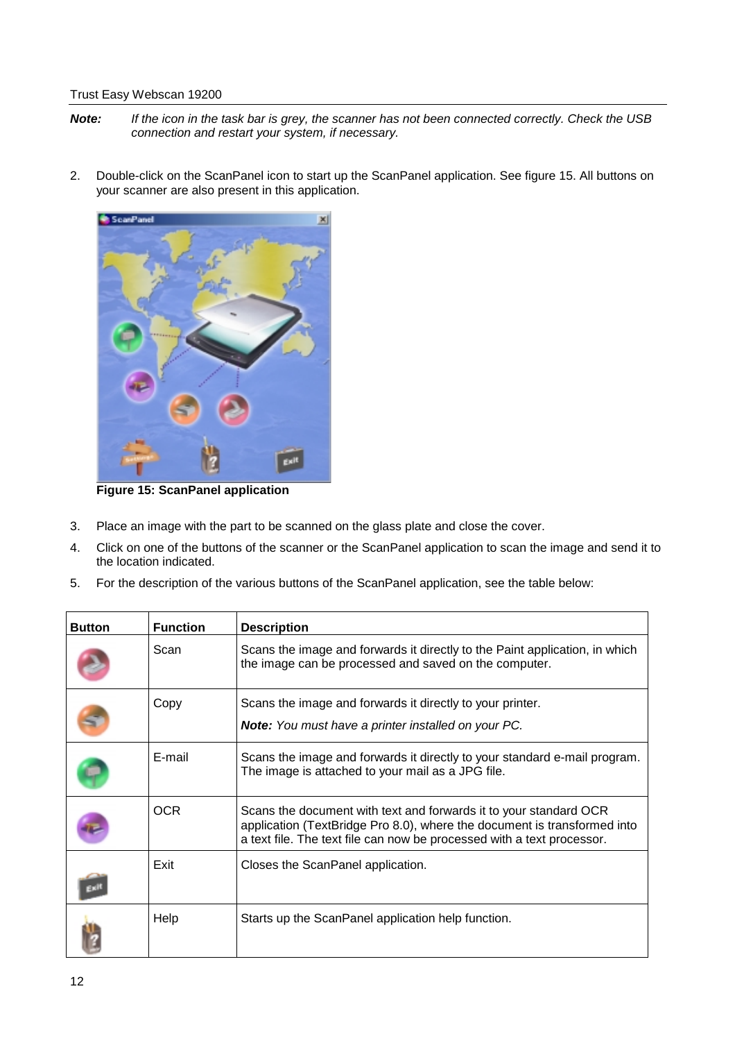**Note:** *If the icon in the task bar is grey, the scanner has not been connected correctly. Check the USB connection and restart your system, if necessary.*

2. Double-click on the ScanPanel icon to start up the ScanPanel application. See figure 15. All buttons on your scanner are also present in this application.

**Figure 15: ScanPanel application**

3. Place an image with the part to be scanned on the glass plate and close the cover.
4. Click on one of the buttons of the scanner or the ScanPanel application to scan the image and send it to the location indicated.
5. For the description of the various buttons of the ScanPanel application, see the table below:

| Button | Function | Description |
|---|---|---|
| | Scan | Scans the image and forwards it directly to the Paint application, in which the image can be processed and saved on the computer. |
| | Copy | Scans the image and forwards it directly to your printer. **Note:** *You must have a printer installed on your PC.* |
| | E-mail | Scans the image and forwards it directly to your standard e-mail program. The image is attached to your mail as a JPG file. |
| | OCR | Scans the document with text and forwards it to your standard OCR application (TextBridge Pro 8.0), where the document is transformed into a text file. The text file can now be processed with a text processor. |
| | Exit | Closes the ScanPanel application. |
| | Help | Starts up the ScanPanel application help function. |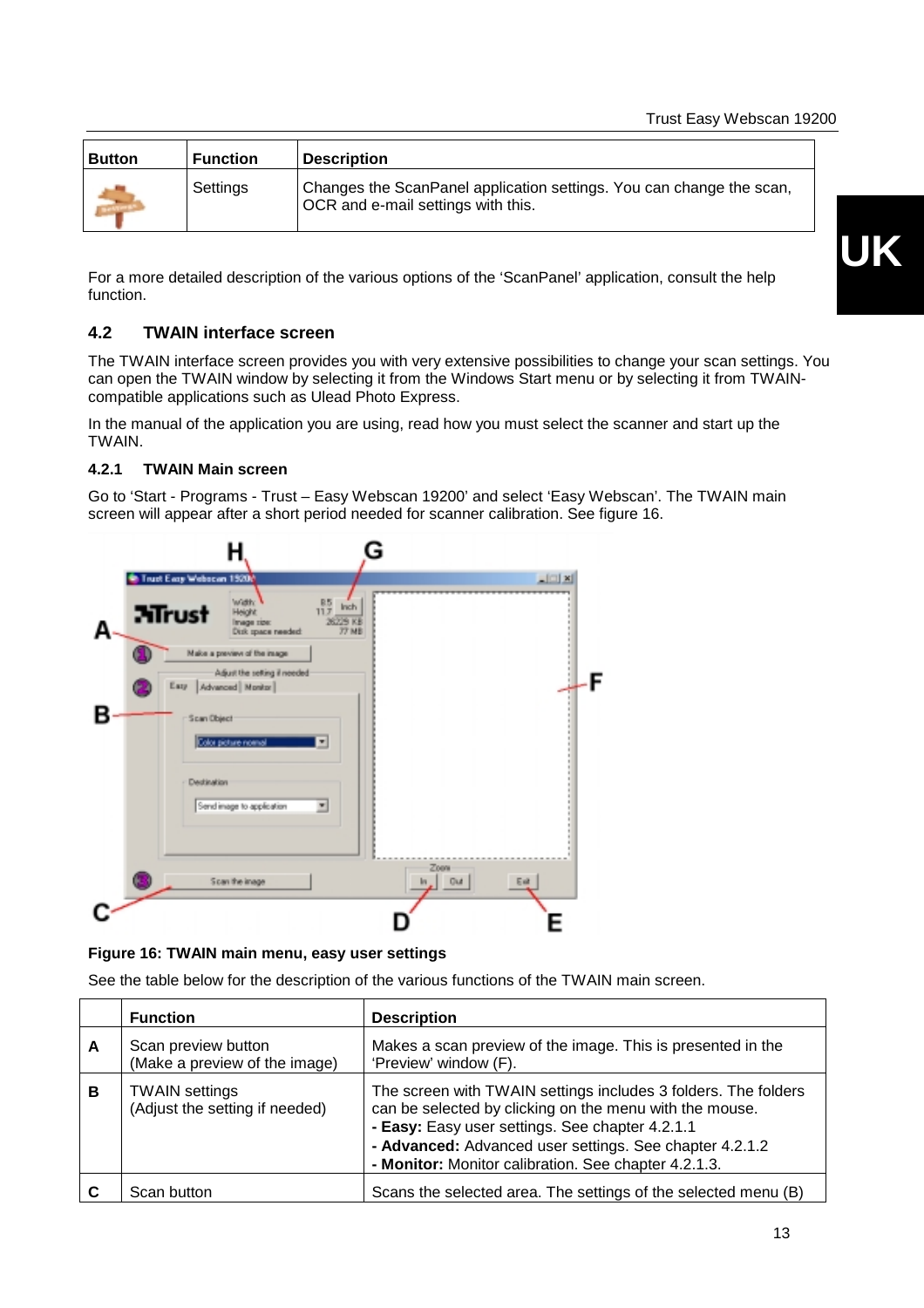| Button | Function | Description |
| --- | --- | --- |
| | Settings | Changes the ScanPanel application settings. You can change the scan, OCR and e-mail settings with this. |

For a more detailed description of the various options of the 'ScanPanel' application, consult the help function.

## 4.2 TWAIN interface screen

The TWAIN interface screen provides you with very extensive possibilities to change your scan settings. You can open the TWAIN window by selecting it from the Windows Start menu or by selecting it from TWAIN-compatible applications such as Ulead Photo Express.

In the manual of the application you are using, read how you must select the scanner and start up the TWAIN.

### 4.2.1 TWAIN Main screen

Go to 'Start - Programs - Trust – Easy Webscan 19200' and select 'Easy Webscan'. The TWAIN main screen will appear after a short period needed for scanner calibration. See figure 16.

**Figure 16: TWAIN main menu, easy user settings**

See the table below for the description of the various functions of the TWAIN main screen.

| | Function | Description |
| --- | --- | --- |
| **A** | Scan preview button (Make a preview of the image) | Makes a scan preview of the image. This is presented in the 'Preview' window (F). |
| **B** | TWAIN settings (Adjust the setting if needed) | The screen with TWAIN settings includes 3 folders. The folders can be selected by clicking on the menu with the mouse.<br>**- Easy:** Easy user settings. See chapter 4.2.1.1<br>**- Advanced:** Advanced user settings. See chapter 4.2.1.2<br>**- Monitor:** Monitor calibration. See chapter 4.2.1.3. |
| **C** | Scan button | Scans the selected area. The settings of the selected menu (B) |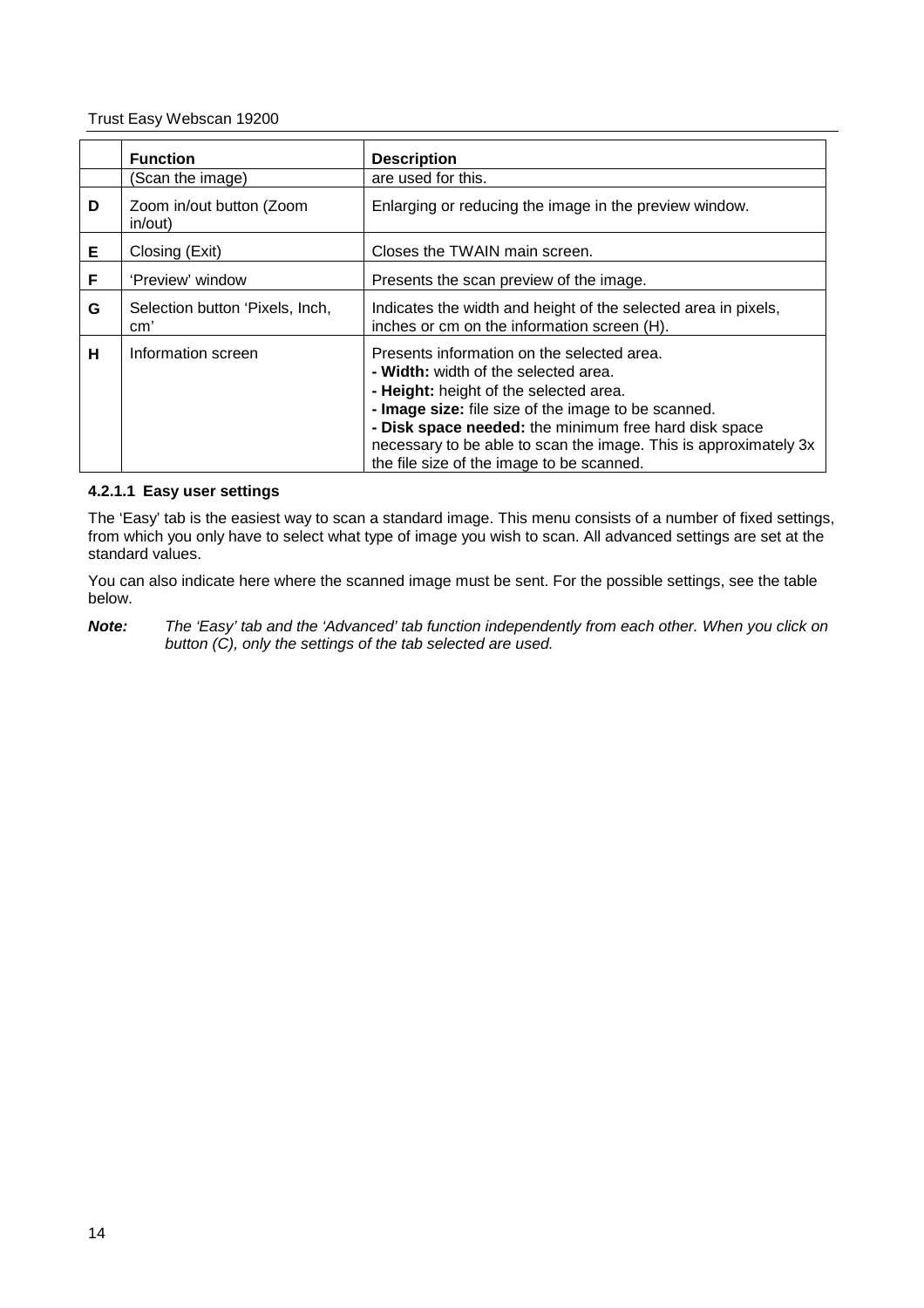|  | Function | Description |
| --- | --- | --- |
|  | (Scan the image) | are used for this. |
| D | Zoom in/out button (Zoom in/out) | Enlarging or reducing the image in the preview window. |
| E | Closing (Exit) | Closes the TWAIN main screen. |
| F | 'Preview' window | Presents the scan preview of the image. |
| G | Selection button 'Pixels, Inch, cm' | Indicates the width and height of the selected area in pixels, inches or cm on the information screen (H). |
| H | Information screen | Presents information on the selected area.<br>**- Width:** width of the selected area.<br>**- Height:** height of the selected area.<br>**- Image size:** file size of the image to be scanned.<br>**- Disk space needed:** the minimum free hard disk space necessary to be able to scan the image. This is approximately 3x the file size of the image to be scanned. |

#### 4.2.1.1 Easy user settings

The 'Easy' tab is the easiest way to scan a standard image. This menu consists of a number of fixed settings, from which you only have to select what type of image you wish to scan. All advanced settings are set at the standard values.

You can also indicate here where the scanned image must be sent. For the possible settings, see the table below.

***Note:*** *The 'Easy' tab and the 'Advanced' tab function independently from each other. When you click on button (C), only the settings of the tab selected are used.*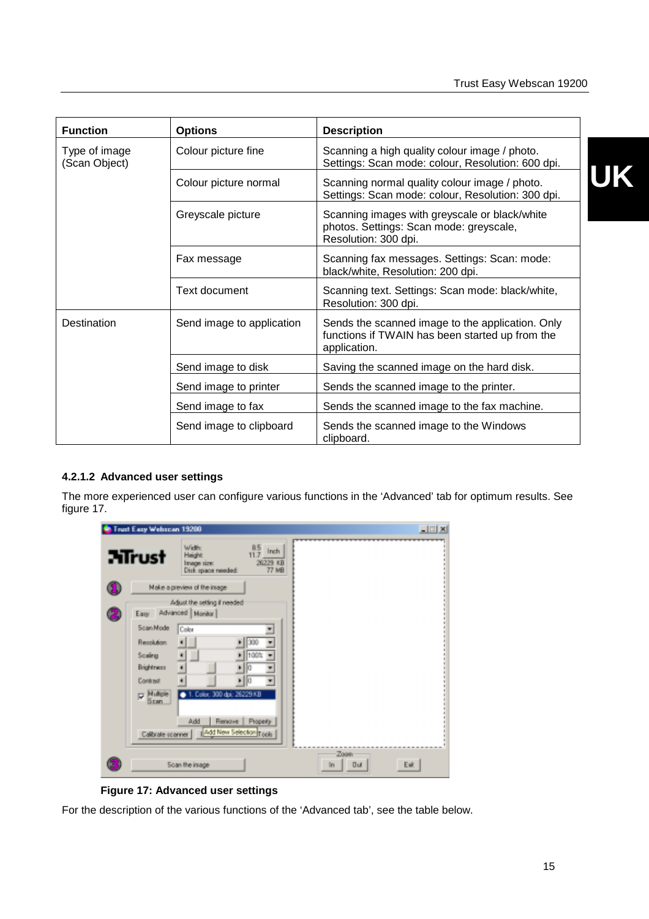| Function | Options | Description |
| --- | --- | --- |
| Type of image (Scan Object) | Colour picture fine | Scanning a high quality colour image / photo. Settings: Scan mode: colour, Resolution: 600 dpi. |
| | Colour picture normal | Scanning normal quality colour image / photo. Settings: Scan mode: colour, Resolution: 300 dpi. |
| | Greyscale picture | Scanning images with greyscale or black/white photos. Settings: Scan mode: greyscale, Resolution: 300 dpi. |
| | Fax message | Scanning fax messages. Settings: Scan: mode: black/white, Resolution: 200 dpi. |
| | Text document | Scanning text. Settings: Scan mode: black/white, Resolution: 300 dpi. |
| Destination | Send image to application | Sends the scanned image to the application. Only functions if TWAIN has been started up from the application. |
| | Send image to disk | Saving the scanned image on the hard disk. |
| | Send image to printer | Sends the scanned image to the printer. |
| | Send image to fax | Sends the scanned image to the fax machine. |
| | Send image to clipboard | Sends the scanned image to the Windows clipboard. |

#### 4.2.1.2 Advanced user settings

The more experienced user can configure various functions in the 'Advanced' tab for optimum results. See figure 17.

**Figure 17: Advanced user settings**

For the description of the various functions of the 'Advanced tab', see the table below.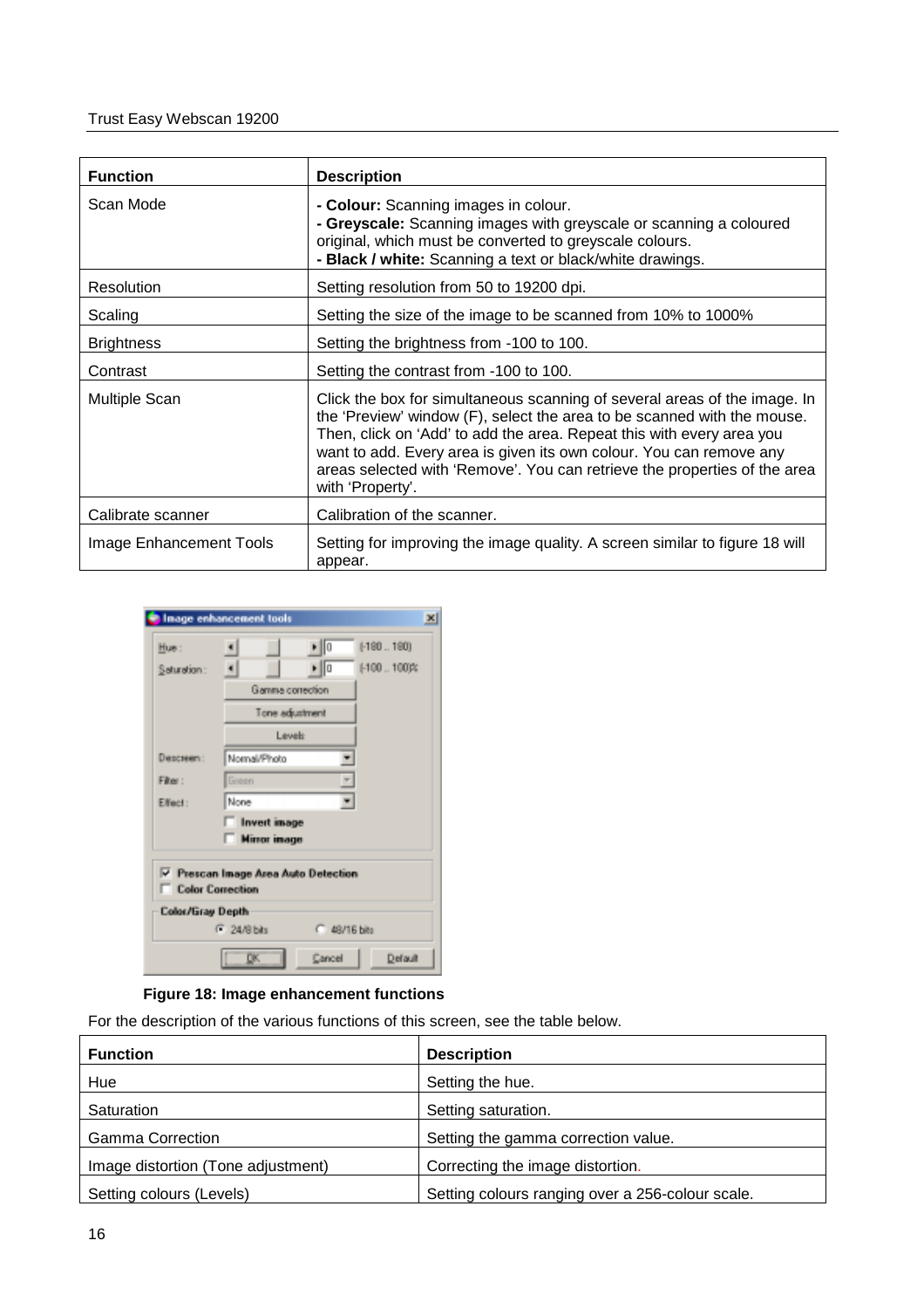| Function | Description |
|---|---|
| Scan Mode | **- Colour:** Scanning images in colour.<br>**- Greyscale:** Scanning images with greyscale or scanning a coloured original, which must be converted to greyscale colours.<br>**- Black / white:** Scanning a text or black/white drawings. |
| Resolution | Setting resolution from 50 to 19200 dpi. |
| Scaling | Setting the size of the image to be scanned from 10% to 1000% |
| Brightness | Setting the brightness from -100 to 100. |
| Contrast | Setting the contrast from -100 to 100. |
| Multiple Scan | Click the box for simultaneous scanning of several areas of the image. In the 'Preview' window (F), select the area to be scanned with the mouse. Then, click on 'Add' to add the area. Repeat this with every area you want to add. Every area is given its own colour. You can remove any areas selected with 'Remove'. You can retrieve the properties of the area with 'Property'. |
| Calibrate scanner | Calibration of the scanner. |
| Image Enhancement Tools | Setting for improving the image quality. A screen similar to figure 18 will appear. |

**Figure 18: Image enhancement functions**

For the description of the various functions of this screen, see the table below.

| Function | Description |
|---|---|
| Hue | Setting the hue. |
| Saturation | Setting saturation. |
| Gamma Correction | Setting the gamma correction value. |
| Image distortion (Tone adjustment) | Correcting the image distortion. |
| Setting colours (Levels) | Setting colours ranging over a 256-colour scale. |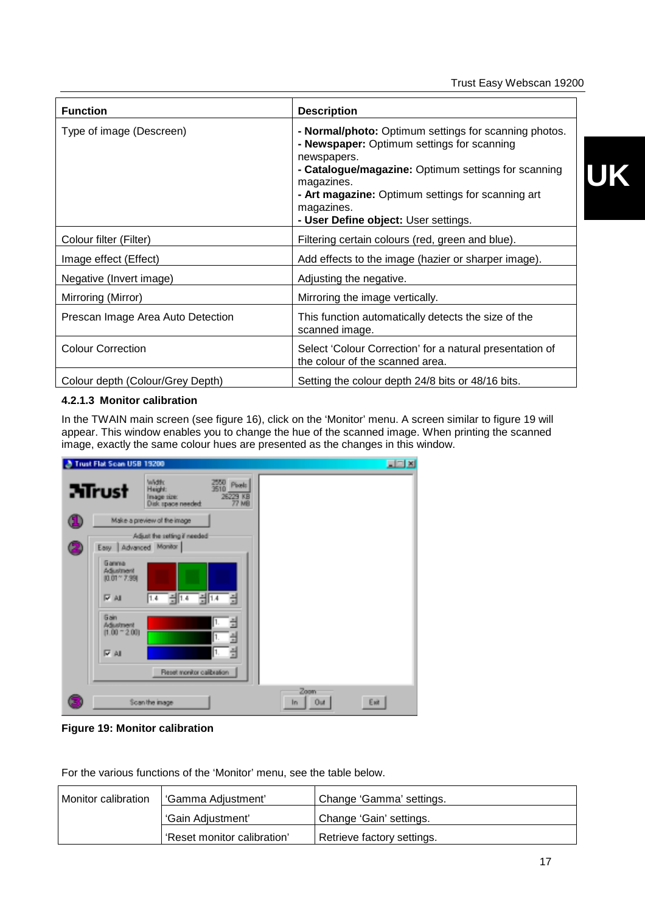| Function | Description |
|---|---|
| Type of image (Descreen) | **- Normal/photo:** Optimum settings for scanning photos. **- Newspaper:** Optimum settings for scanning newspapers. **- Catalogue/magazine:** Optimum settings for scanning magazines. **- Art magazine:** Optimum settings for scanning art magazines. **- User Define object:** User settings. |
| Colour filter (Filter) | Filtering certain colours (red, green and blue). |
| Image effect (Effect) | Add effects to the image (hazier or sharper image). |
| Negative (Invert image) | Adjusting the negative. |
| Mirroring (Mirror) | Mirroring the image vertically. |
| Prescan Image Area Auto Detection | This function automatically detects the size of the scanned image. |
| Colour Correction | Select 'Colour Correction' for a natural presentation of the colour of the scanned area. |
| Colour depth (Colour/Grey Depth) | Setting the colour depth 24/8 bits or 48/16 bits. |

#### 4.2.1.3 Monitor calibration

In the TWAIN main screen (see figure 16), click on the 'Monitor' menu. A screen similar to figure 19 will appear. This window enables you to change the hue of the scanned image. When printing the scanned image, exactly the same colour hues are presented as the changes in this window.

**Figure 19: Monitor calibration**

For the various functions of the 'Monitor' menu, see the table below.

| Monitor calibration | 'Gamma Adjustment' | Change 'Gamma' settings. |
|---|---|---|
| | 'Gain Adjustment' | Change 'Gain' settings. |
| | 'Reset monitor calibration' | Retrieve factory settings. |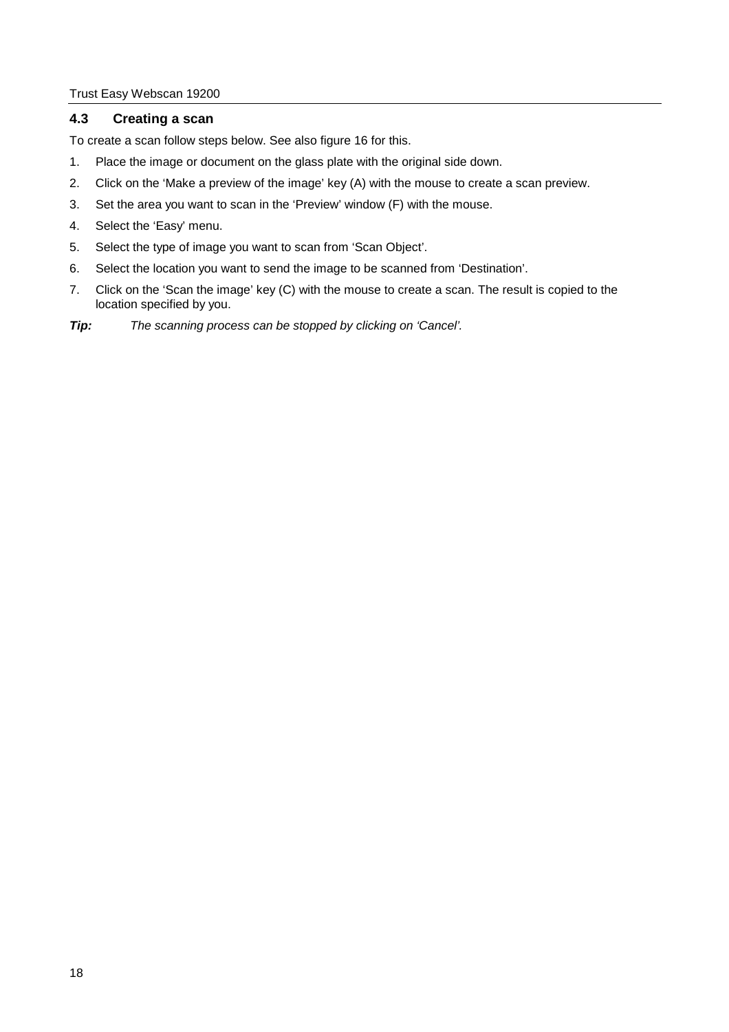## 4.3 Creating a scan

To create a scan follow steps below. See also figure 16 for this.

1. Place the image or document on the glass plate with the original side down.
2. Click on the 'Make a preview of the image' key (A) with the mouse to create a scan preview.
3. Set the area you want to scan in the 'Preview' window (F) with the mouse.
4. Select the 'Easy' menu.
5. Select the type of image you want to scan from 'Scan Object'.
6. Select the location you want to send the image to be scanned from 'Destination'.
7. Click on the 'Scan the image' key (C) with the mouse to create a scan. The result is copied to the location specified by you.

***Tip:*** *The scanning process can be stopped by clicking on 'Cancel'.*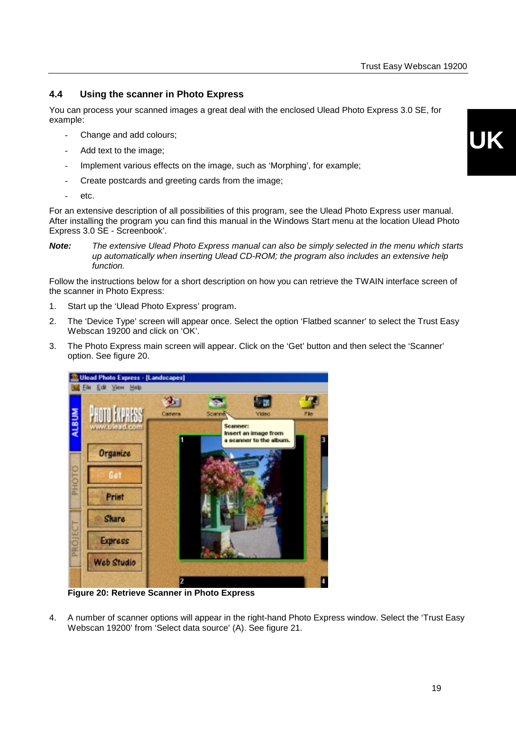## 4.4 Using the scanner in Photo Express

You can process your scanned images a great deal with the enclosed Ulead Photo Express 3.0 SE, for example:

- Change and add colours;
- Add text to the image;
- Implement various effects on the image, such as 'Morphing', for example;
- Create postcards and greeting cards from the image;
- etc.

For an extensive description of all possibilities of this program, see the Ulead Photo Express user manual. After installing the program you can find this manual in the Windows Start menu at the location Ulead Photo Express 3.0 SE - Screenbook'.

**Note:** *The extensive Ulead Photo Express manual can also be simply selected in the menu which starts up automatically when inserting Ulead CD-ROM; the program also includes an extensive help function.*

Follow the instructions below for a short description on how you can retrieve the TWAIN interface screen of the scanner in Photo Express:

1. Start up the 'Ulead Photo Express' program.
2. The 'Device Type' screen will appear once. Select the option 'Flatbed scanner' to select the Trust Easy Webscan 19200 and click on 'OK'.
3. The Photo Express main screen will appear. Click on the 'Get' button and then select the 'Scanner' option. See figure 20.

**Figure 20: Retrieve Scanner in Photo Express**

4. A number of scanner options will appear in the right-hand Photo Express window. Select the 'Trust Easy Webscan 19200' from 'Select data source' (A). See figure 21.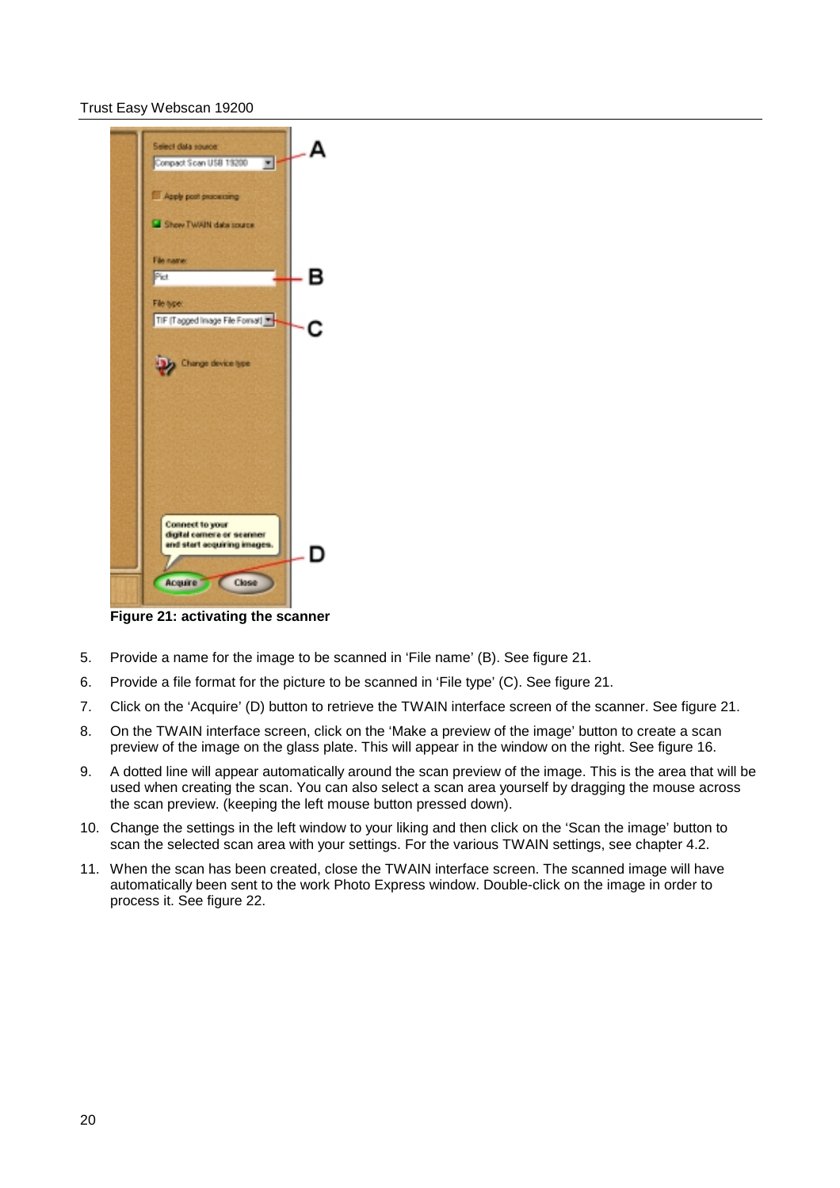Figure 21: activating the scanner

5. Provide a name for the image to be scanned in 'File name' (B). See figure 21.
6. Provide a file format for the picture to be scanned in 'File type' (C). See figure 21.
7. Click on the 'Acquire' (D) button to retrieve the TWAIN interface screen of the scanner. See figure 21.
8. On the TWAIN interface screen, click on the 'Make a preview of the image' button to create a scan preview of the image on the glass plate. This will appear in the window on the right. See figure 16.
9. A dotted line will appear automatically around the scan preview of the image. This is the area that will be used when creating the scan. You can also select a scan area yourself by dragging the mouse across the scan preview. (keeping the left mouse button pressed down).
10. Change the settings in the left window to your liking and then click on the 'Scan the image' button to scan the selected scan area with your settings. For the various TWAIN settings, see chapter 4.2.
11. When the scan has been created, close the TWAIN interface screen. The scanned image will have automatically been sent to the work Photo Express window. Double-click on the image in order to process it. See figure 22.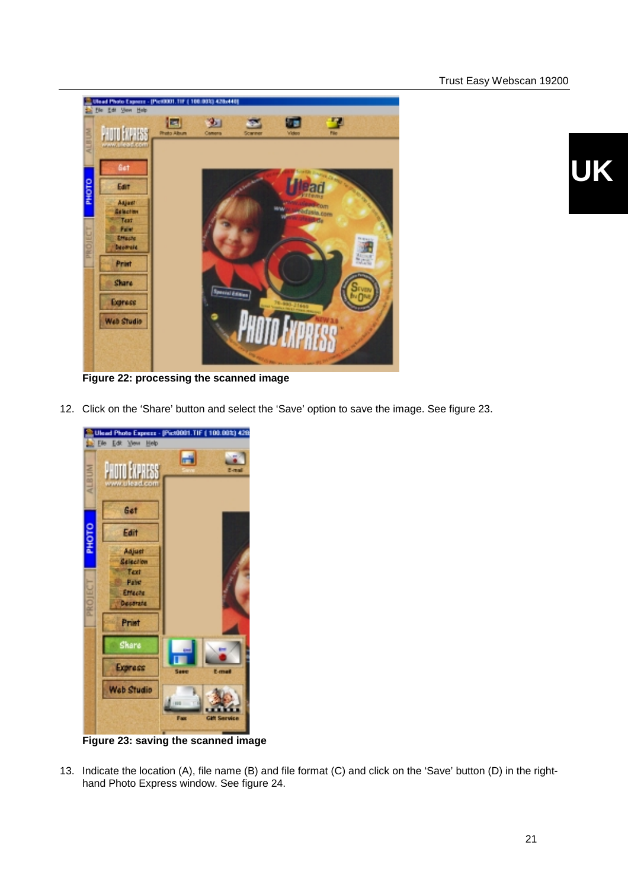**Figure 22: processing the scanned image**

12. Click on the 'Share' button and select the 'Save' option to save the image. See figure 23.

**Figure 23: saving the scanned image**

13. Indicate the location (A), file name (B) and file format (C) and click on the 'Save' button (D) in the right-hand Photo Express window. See figure 24.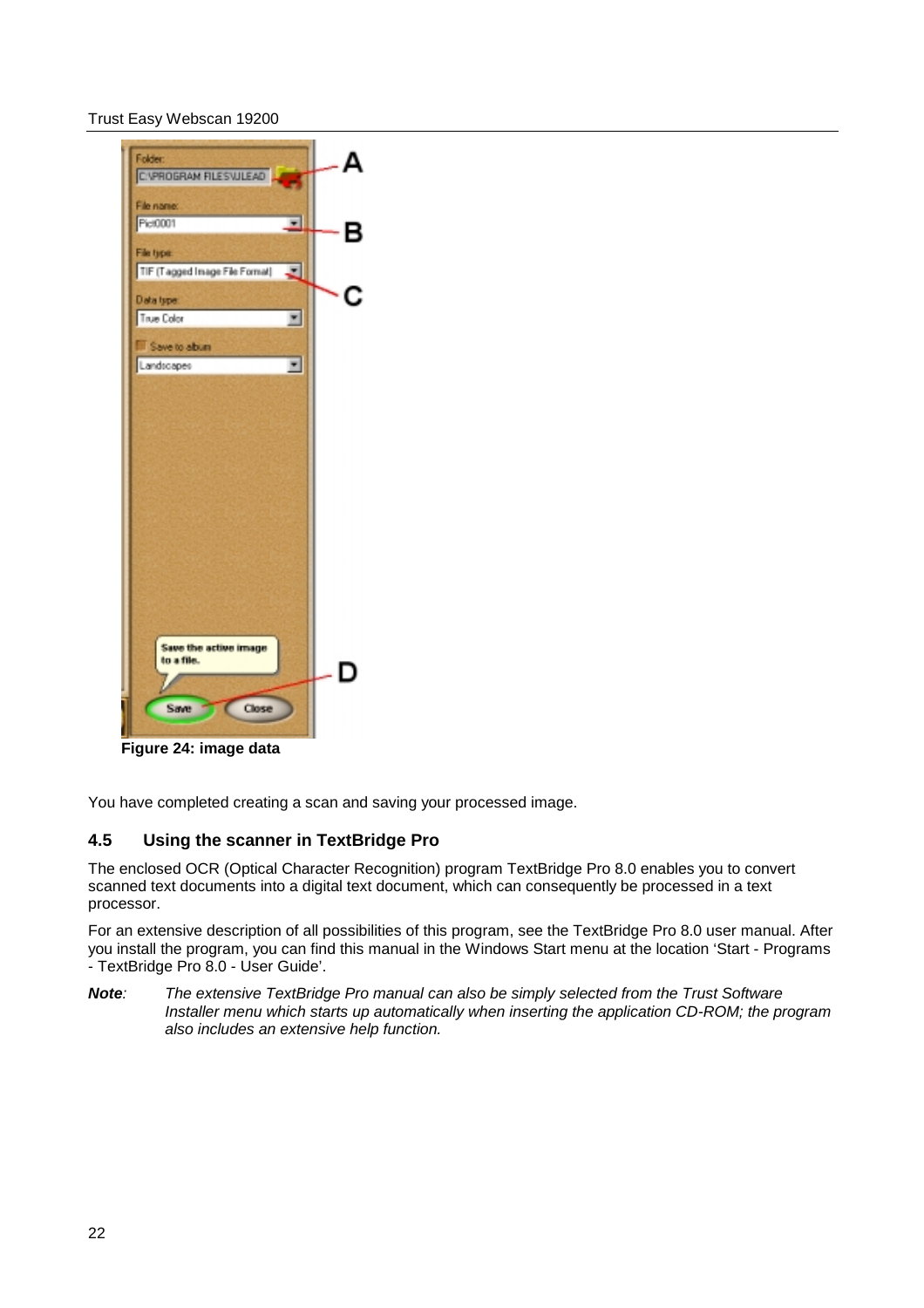Figure 24: image data

You have completed creating a scan and saving your processed image.

## 4.5 Using the scanner in TextBridge Pro

The enclosed OCR (Optical Character Recognition) program TextBridge Pro 8.0 enables you to convert scanned text documents into a digital text document, which can consequently be processed in a text processor.

For an extensive description of all possibilities of this program, see the TextBridge Pro 8.0 user manual. After you install the program, you can find this manual in the Windows Start menu at the location ‘Start - Programs - TextBridge Pro 8.0 - User Guide’.

***Note**: The extensive TextBridge Pro manual can also be simply selected from the Trust Software Installer menu which starts up automatically when inserting the application CD-ROM; the program also includes an extensive help function.*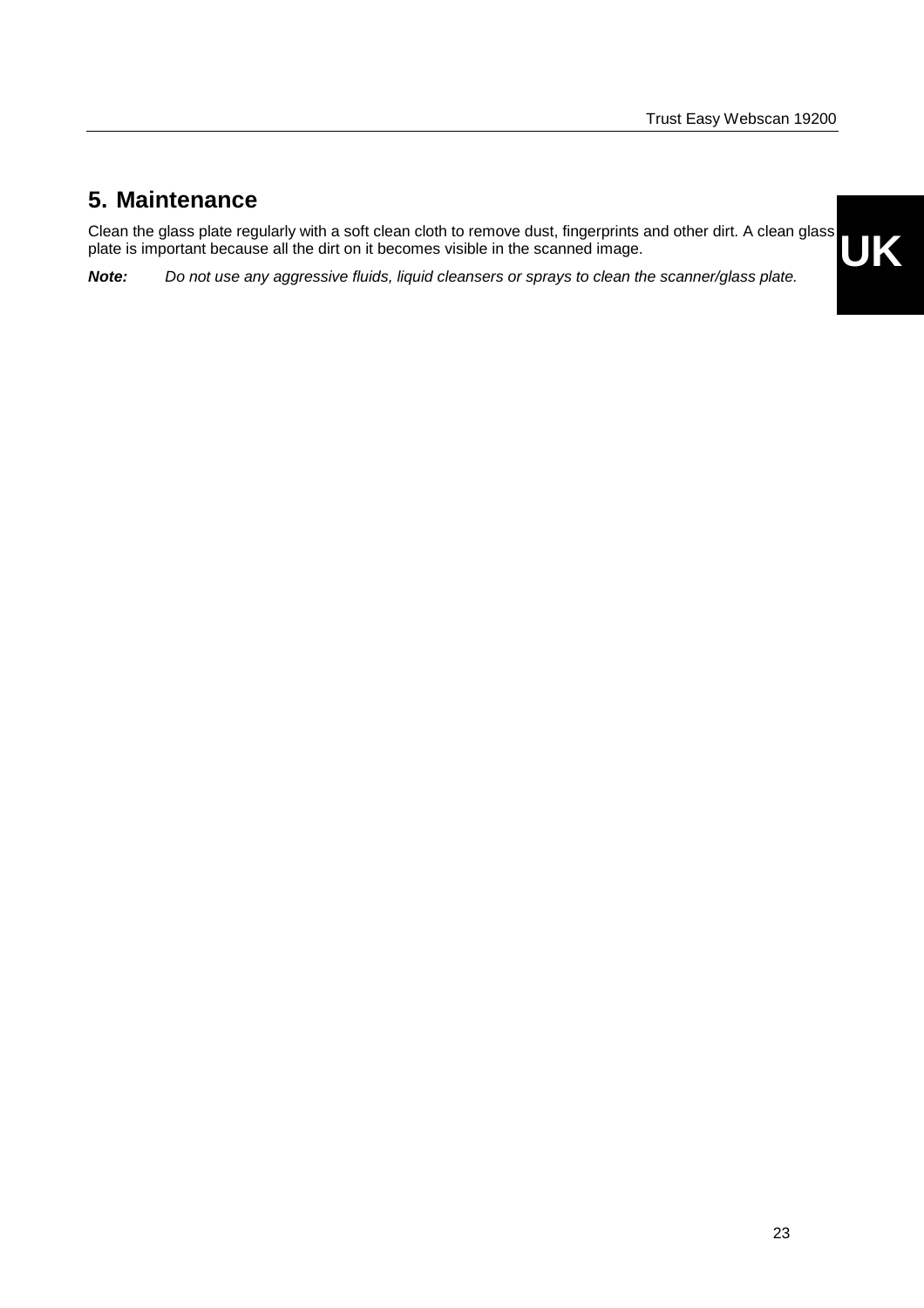## 5. Maintenance

Clean the glass plate regularly with a soft clean cloth to remove dust, fingerprints and other dirt. A clean glass plate is important because all the dirt on it becomes visible in the scanned image.

***Note:*** *Do not use any aggressive fluids, liquid cleansers or sprays to clean the scanner/glass plate.*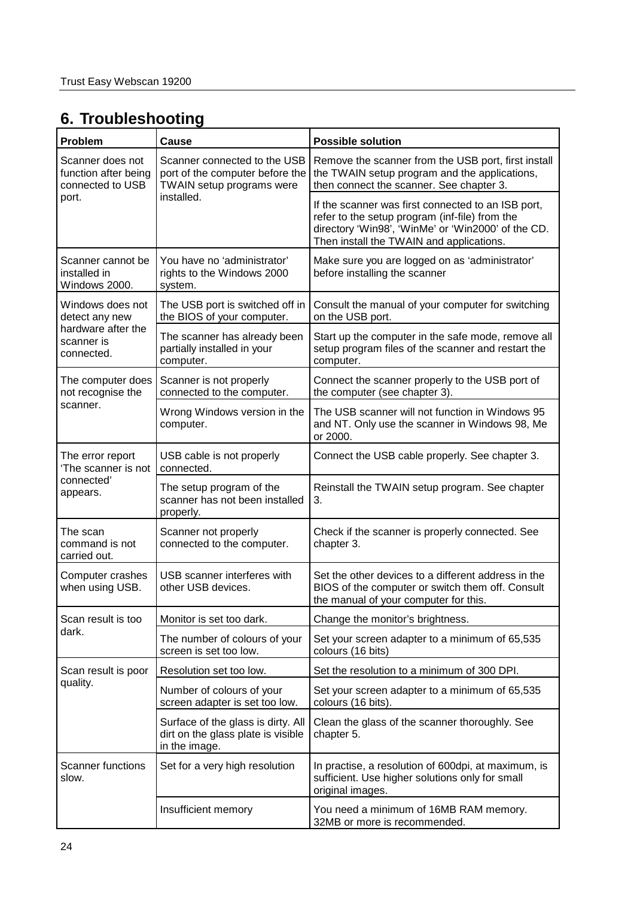## 6. Troubleshooting

| Problem | Cause | Possible solution |
|---|---|---|
| Scanner does not function after being connected to USB port. | Scanner connected to the USB port of the computer before the TWAIN setup programs were installed. | Remove the scanner from the USB port, first install the TWAIN setup program and the applications, then connect the scanner. See chapter 3. |
| | | If the scanner was first connected to an ISB port, refer to the setup program (inf-file) from the directory 'Win98', 'WinMe' or 'Win2000' of the CD. Then install the TWAIN and applications. |
| Scanner cannot be installed in Windows 2000. | You have no 'administrator' rights to the Windows 2000 system. | Make sure you are logged on as 'administrator' before installing the scanner |
| Windows does not detect any new hardware after the scanner is connected. | The USB port is switched off in the BIOS of your computer. | Consult the manual of your computer for switching on the USB port. |
| | The scanner has already been partially installed in your computer. | Start up the computer in the safe mode, remove all setup program files of the scanner and restart the computer. |
| The computer does not recognise the scanner. | Scanner is not properly connected to the computer. | Connect the scanner properly to the USB port of the computer (see chapter 3). |
| | Wrong Windows version in the computer. | The USB scanner will not function in Windows 95 and NT. Only use the scanner in Windows 98, Me or 2000. |
| The error report 'The scanner is not connected' appears. | USB cable is not properly connected. | Connect the USB cable properly. See chapter 3. |
| | The setup program of the scanner has not been installed properly. | Reinstall the TWAIN setup program. See chapter 3. |
| The scan command is not carried out. | Scanner not properly connected to the computer. | Check if the scanner is properly connected. See chapter 3. |
| Computer crashes when using USB. | USB scanner interferes with other USB devices. | Set the other devices to a different address in the BIOS of the computer or switch them off. Consult the manual of your computer for this. |
| Scan result is too dark. | Monitor is set too dark. | Change the monitor's brightness. |
| | The number of colours of your screen is set too low. | Set your screen adapter to a minimum of 65,535 colours (16 bits) |
| Scan result is poor quality. | Resolution set too low. | Set the resolution to a minimum of 300 DPI. |
| | Number of colours of your screen adapter is set too low. | Set your screen adapter to a minimum of 65,535 colours (16 bits). |
| | Surface of the glass is dirty. All dirt on the glass plate is visible in the image. | Clean the glass of the scanner thoroughly. See chapter 5. |
| Scanner functions slow. | Set for a very high resolution | In practise, a resolution of 600dpi, at maximum, is sufficient. Use higher solutions only for small original images. |
| | Insufficient memory | You need a minimum of 16MB RAM memory. 32MB or more is recommended. |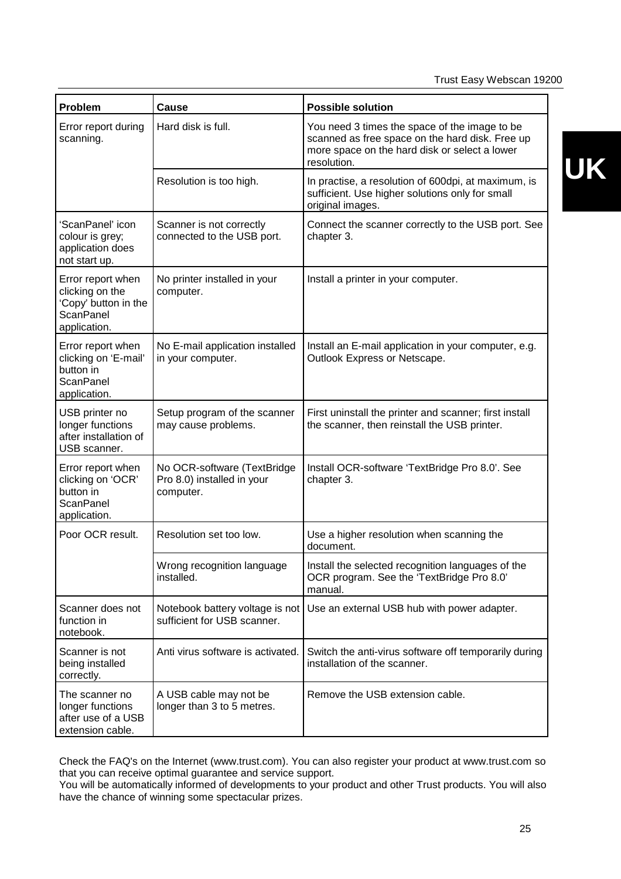| Problem | Cause | Possible solution |
|---|---|---|
| Error report during scanning. | Hard disk is full. | You need 3 times the space of the image to be scanned as free space on the hard disk. Free up more space on the hard disk or select a lower resolution. |
| | Resolution is too high. | In practise, a resolution of 600dpi, at maximum, is sufficient. Use higher solutions only for small original images. |
| 'ScanPanel' icon colour is grey; application does not start up. | Scanner is not correctly connected to the USB port. | Connect the scanner correctly to the USB port. See chapter 3. |
| Error report when clicking on the 'Copy' button in the ScanPanel application. | No printer installed in your computer. | Install a printer in your computer. |
| Error report when clicking on 'E-mail' button in ScanPanel application. | No E-mail application installed in your computer. | Install an E-mail application in your computer, e.g. Outlook Express or Netscape. |
| USB printer no longer functions after installation of USB scanner. | Setup program of the scanner may cause problems. | First uninstall the printer and scanner; first install the scanner, then reinstall the USB printer. |
| Error report when clicking on 'OCR' button in ScanPanel application. | No OCR-software (TextBridge Pro 8.0) installed in your computer. | Install OCR-software 'TextBridge Pro 8.0'. See chapter 3. |
| Poor OCR result. | Resolution set too low. | Use a higher resolution when scanning the document. |
| | Wrong recognition language installed. | Install the selected recognition languages of the OCR program. See the 'TextBridge Pro 8.0' manual. |
| Scanner does not function in notebook. | Notebook battery voltage is not sufficient for USB scanner. | Use an external USB hub with power adapter. |
| Scanner is not being installed correctly. | Anti virus software is activated. | Switch the anti-virus software off temporarily during installation of the scanner. |
| The scanner no longer functions after use of a USB extension cable. | A USB cable may not be longer than 3 to 5 metres. | Remove the USB extension cable. |

Check the FAQ's on the Internet (www.trust.com). You can also register your product at www.trust.com so that you can receive optimal guarantee and service support.
You will be automatically informed of developments to your product and other Trust products. You will also have the chance of winning some spectacular prizes.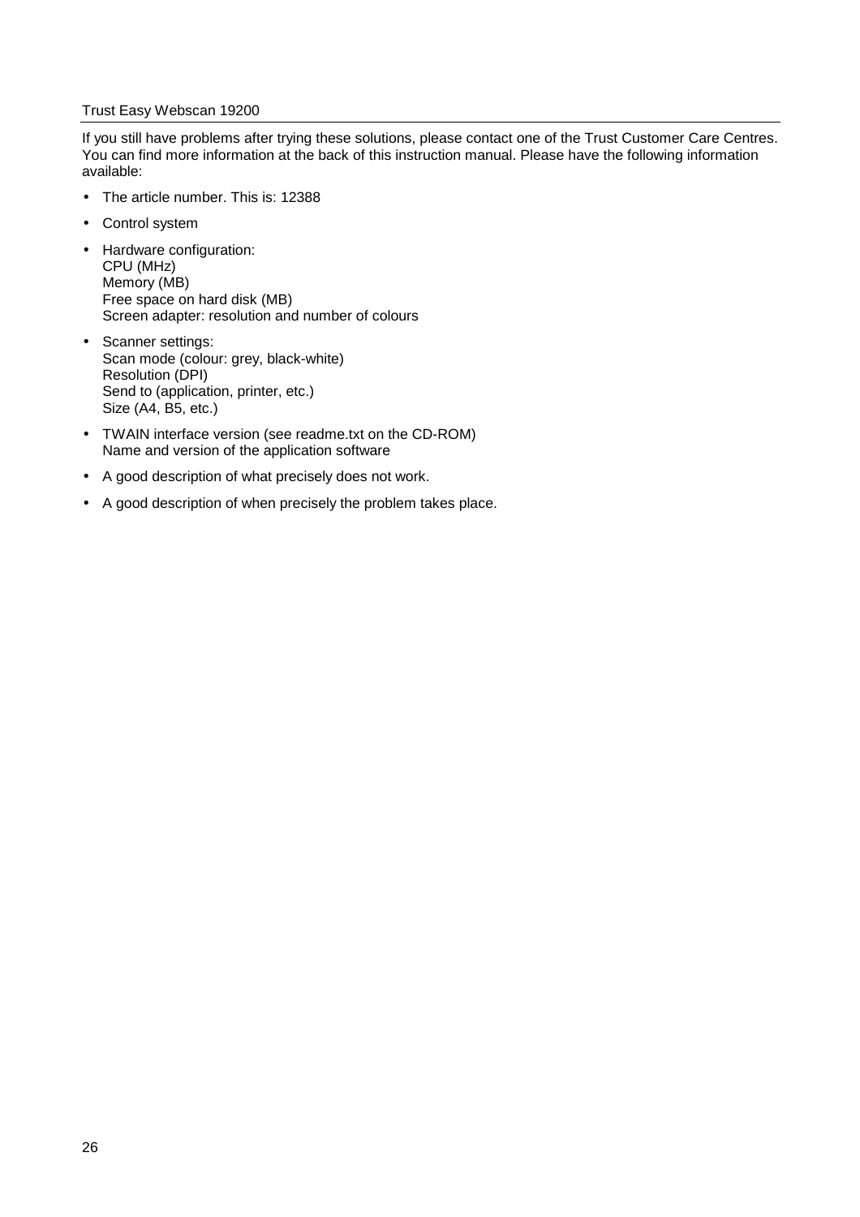If you still have problems after trying these solutions, please contact one of the Trust Customer Care Centres. You can find more information at the back of this instruction manual. Please have the following information available:

- The article number. This is: 12388
- Control system
- Hardware configuration:
  CPU (MHz)
  Memory (MB)
  Free space on hard disk (MB)
  Screen adapter: resolution and number of colours
- Scanner settings:
  Scan mode (colour: grey, black-white)
  Resolution (DPI)
  Send to (application, printer, etc.)
  Size (A4, B5, etc.)
- TWAIN interface version (see readme.txt on the CD-ROM)
  Name and version of the application software
- A good description of what precisely does not work.
- A good description of when precisely the problem takes place.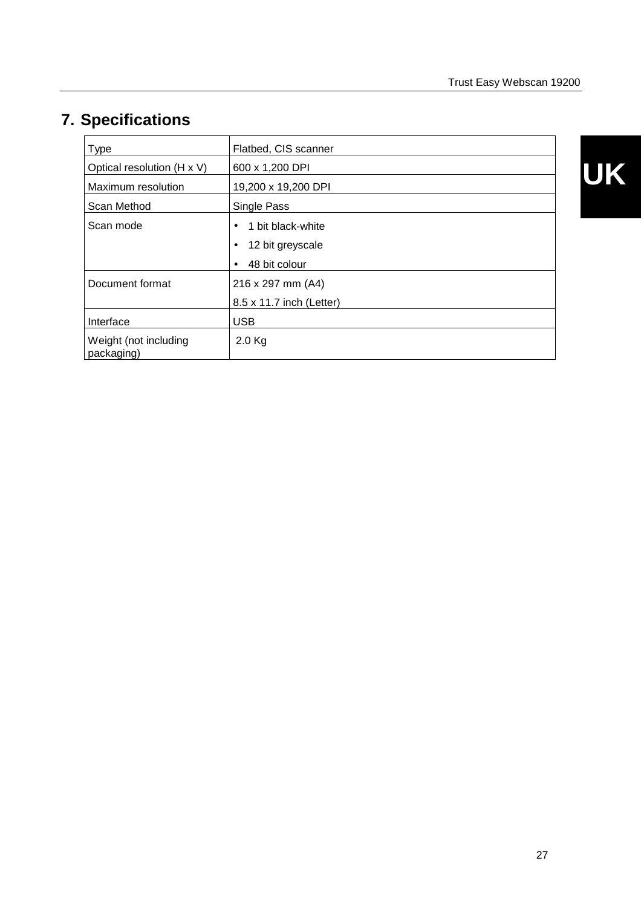## 7. Specifications

| Type | Flatbed, CIS scanner |
|---|---|
| Optical resolution (H x V) | 600 x 1,200 DPI |
| Maximum resolution | 19,200 x 19,200 DPI |
| Scan Method | Single Pass |
| Scan mode | • 1 bit black-white<br>• 12 bit greyscale<br>• 48 bit colour |
| Document format | 216 x 297 mm (A4)<br>8.5 x 11.7 inch (Letter) |
| Interface | USB |
| Weight (not including packaging) | 2.0 Kg |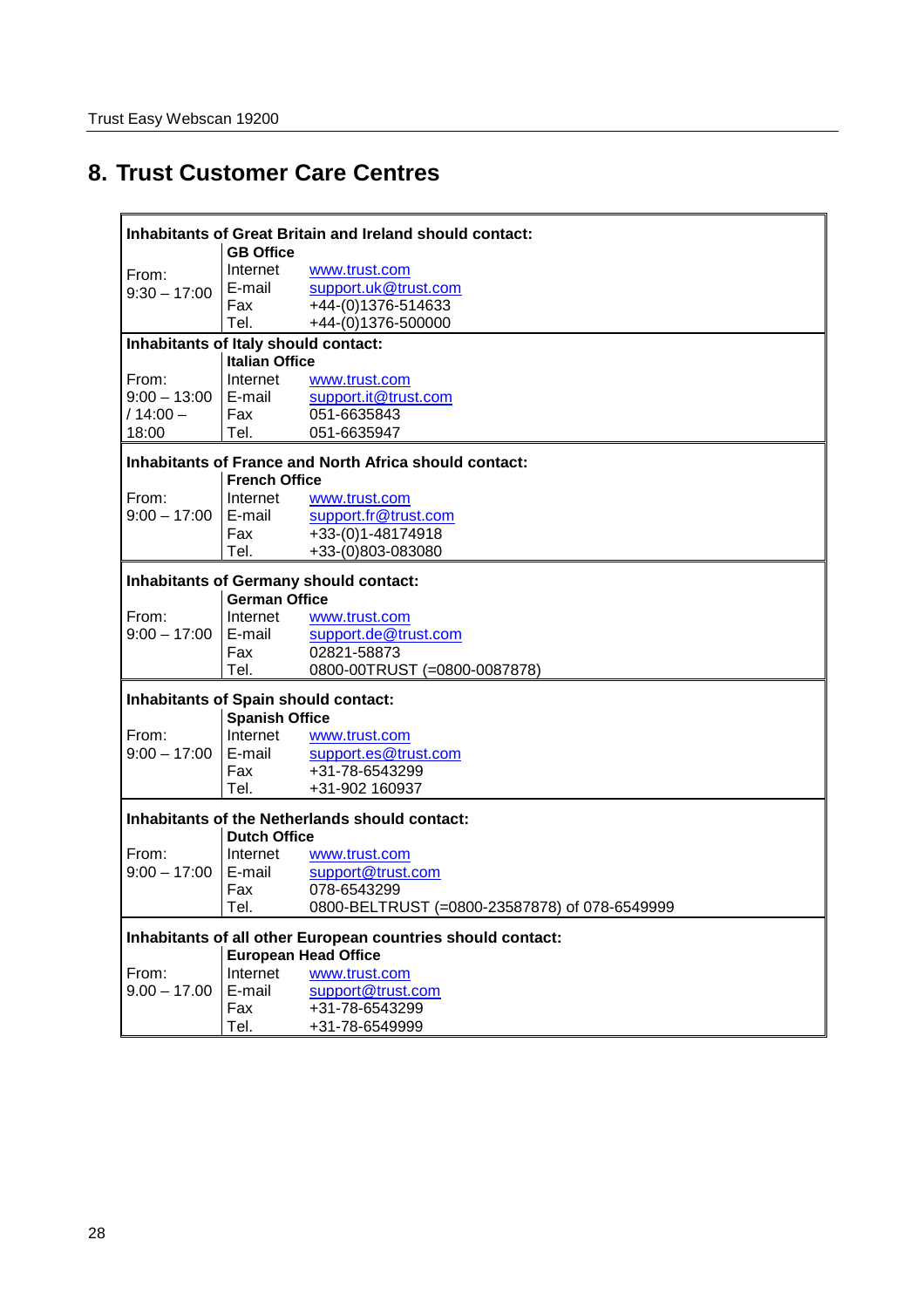# 8. Trust Customer Care Centres

| | | |
|---|---|---|
| **Inhabitants of Great Britain and Ireland should contact:** | | |
| | **GB Office** | |
| From: 9:30 – 17:00 | Internet | www.trust.com |
| | E-mail | support.uk@trust.com |
| | Fax | +44-(0)1376-514633 |
| | Tel. | +44-(0)1376-500000 |
| **Inhabitants of Italy should contact:** | | |
| | **Italian Office** | |
| From: 9:00 – 13:00 / 14:00 – 18:00 | Internet | www.trust.com |
| | E-mail | support.it@trust.com |
| | Fax | 051-6635843 |
| | Tel. | 051-6635947 |
| **Inhabitants of France and North Africa should contact:** | | |
| | **French Office** | |
| From: 9:00 – 17:00 | Internet | www.trust.com |
| | E-mail | support.fr@trust.com |
| | Fax | +33-(0)1-48174918 |
| | Tel. | +33-(0)803-083080 |
| **Inhabitants of Germany should contact:** | | |
| | **German Office** | |
| From: 9:00 – 17:00 | Internet | www.trust.com |
| | E-mail | support.de@trust.com |
| | Fax | 02821-58873 |
| | Tel. | 0800-00TRUST (=0800-0087878) |
| **Inhabitants of Spain should contact:** | | |
| | **Spanish Office** | |
| From: 9:00 – 17:00 | Internet | www.trust.com |
| | E-mail | support.es@trust.com |
| | Fax | +31-78-6543299 |
| | Tel. | +31-902 160937 |
| **Inhabitants of the Netherlands should contact:** | | |
| | **Dutch Office** | |
| From: 9:00 – 17:00 | Internet | www.trust.com |
| | E-mail | support@trust.com |
| | Fax | 078-6543299 |
| | Tel. | 0800-BELTRUST (=0800-23587878) of 078-6549999 |
| **Inhabitants of all other European countries should contact:** | | |
| | **European Head Office** | |
| From: 9.00 – 17.00 | Internet | www.trust.com |
| | E-mail | support@trust.com |
| | Fax | +31-78-6543299 |
| | Tel. | +31-78-6549999 |